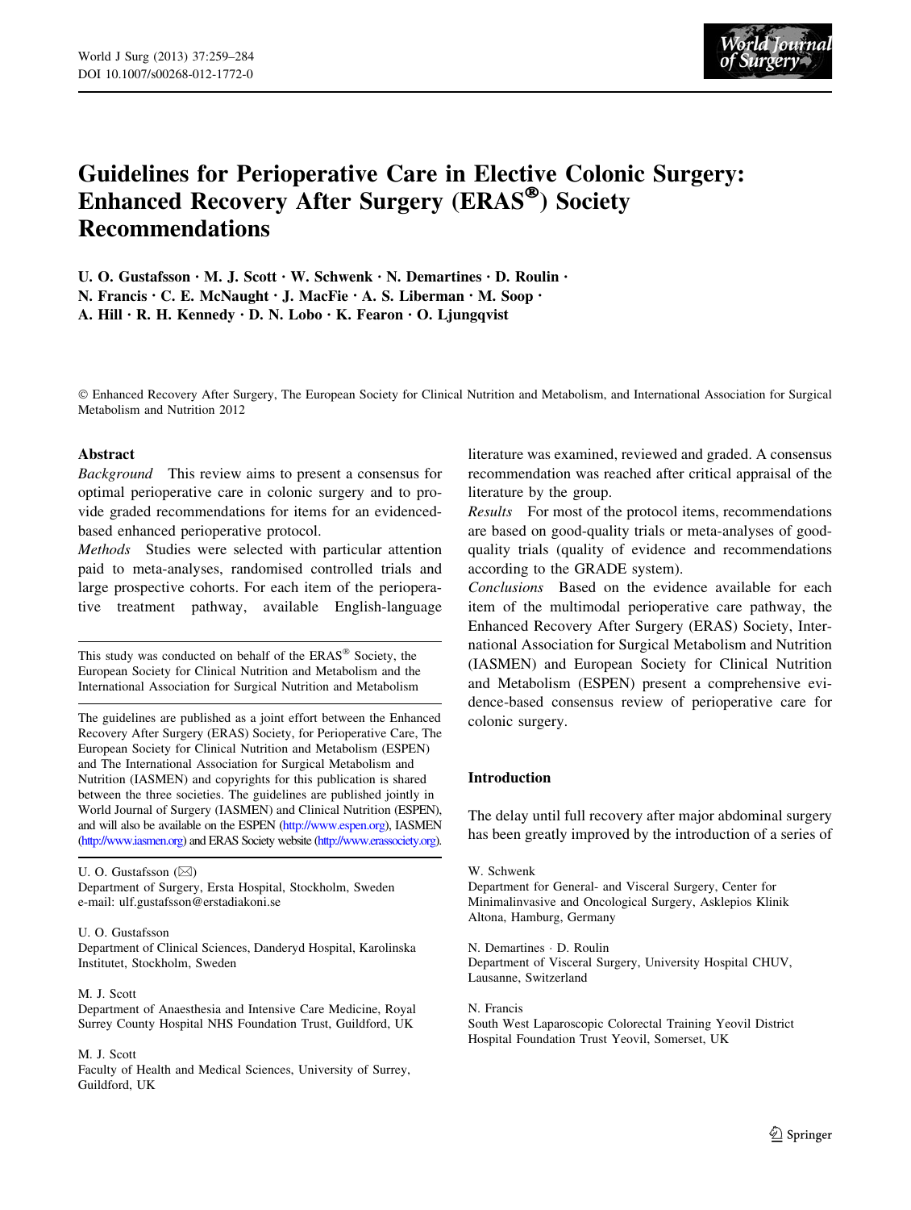# Guidelines for Perioperative Care in Elective Colonic Surgery: Enhanced Recovery After Surgery (ERAS®) Society Recommendations

**U. O. Gustafsson · M. J. Scott · W. Schwenk · N. Demartines · D. Roulin · N. Francis · C. E. McNaught · J. MacFie · A. S. Liberman · M. Soop · A. Hill · R. H. Kennedy · D. N. Lobo · K. Fearon · O. Ljungqvist**

© Enhanced Recovery After Surgery, The European Society for Clinical Nutrition and Metabolism, and International Association for Surgical Metabolism and Nutrition 2012

## Abstract

*Background* This review aims to present a consensus for optimal perioperative care in colonic surgery and to provide graded recommendations for items for an evidenced-based enhanced perioperative protocol.

*Methods* Studies were selected with particular attention paid to meta-analyses, randomised controlled trials and large prospective cohorts. For each item of the perioperative treatment pathway, available English-language literature was examined, reviewed and graded. A consensus recommendation was reached after critical appraisal of the literature by the group.

*Results* For most of the protocol items, recommendations are based on good-quality trials or meta-analyses of good-quality trials (quality of evidence and recommendations according to the GRADE system).

*Conclusions* Based on the evidence available for each item of the multimodal perioperative care pathway, the Enhanced Recovery After Surgery (ERAS) Society, International Association for Surgical Metabolism and Nutrition (IASMEN) and European Society for Clinical Nutrition and Metabolism (ESPEN) present a comprehensive evidence-based consensus review of perioperative care for colonic surgery.

This study was conducted on behalf of the ERAS® Society, the European Society for Clinical Nutrition and Metabolism and the International Association for Surgical Nutrition and Metabolism

The guidelines are published as a joint effort between the Enhanced Recovery After Surgery (ERAS) Society, for Perioperative Care, The European Society for Clinical Nutrition and Metabolism (ESPEN) and The International Association for Surgical Metabolism and Nutrition (IASMEN) and copyrights for this publication is shared between the three societies. The guidelines are published jointly in World Journal of Surgery (IASMEN) and Clinical Nutrition (ESPEN), and will also be available on the ESPEN (http://www.espen.org), IASMEN (http://www.iasmen.org) and ERAS Society website (http://www.erassociety.org).

U. O. Gustafsson (✉)
Department of Surgery, Ersta Hospital, Stockholm, Sweden
e-mail: ulf.gustafsson@erstadiakoni.se

U. O. Gustafsson
Department of Clinical Sciences, Danderyd Hospital, Karolinska Institutet, Stockholm, Sweden

M. J. Scott
Department of Anaesthesia and Intensive Care Medicine, Royal Surrey County Hospital NHS Foundation Trust, Guildford, UK

M. J. Scott
Faculty of Health and Medical Sciences, University of Surrey, Guildford, UK

W. Schwenk
Department for General- and Visceral Surgery, Center for Minimalinvasive and Oncological Surgery, Asklepios Klinik Altona, Hamburg, Germany

N. Demartines · D. Roulin
Department of Visceral Surgery, University Hospital CHUV, Lausanne, Switzerland

N. Francis
South West Laparoscopic Colorectal Training Yeovil District Hospital Foundation Trust Yeovil, Somerset, UK

## Introduction

The delay until full recovery after major abdominal surgery has been greatly improved by the introduction of a series of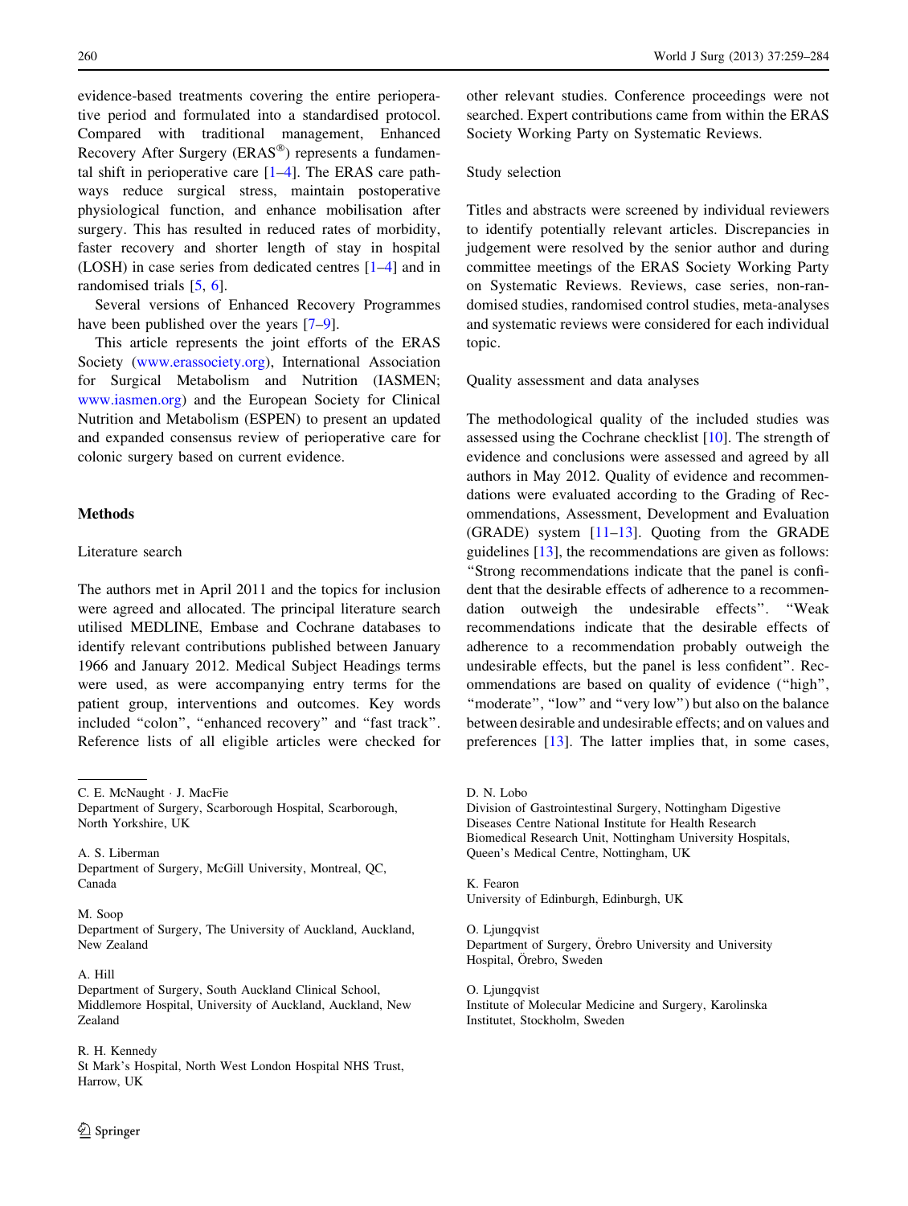evidence-based treatments covering the entire perioperative period and formulated into a standardised protocol. Compared with traditional management, Enhanced Recovery After Surgery (ERAS®) represents a fundamental shift in perioperative care [1–4]. The ERAS care pathways reduce surgical stress, maintain postoperative physiological function, and enhance mobilisation after surgery. This has resulted in reduced rates of morbidity, faster recovery and shorter length of stay in hospital (LOSH) in case series from dedicated centres [1–4] and in randomised trials [5, 6].

Several versions of Enhanced Recovery Programmes have been published over the years [7–9].

This article represents the joint efforts of the ERAS Society (www.erassociety.org), International Association for Surgical Metabolism and Nutrition (IASMEN; www.iasmen.org) and the European Society for Clinical Nutrition and Metabolism (ESPEN) to present an updated and expanded consensus review of perioperative care for colonic surgery based on current evidence.

## Methods

### Literature search

The authors met in April 2011 and the topics for inclusion were agreed and allocated. The principal literature search utilised MEDLINE, Embase and Cochrane databases to identify relevant contributions published between January 1966 and January 2012. Medical Subject Headings terms were used, as were accompanying entry terms for the patient group, interventions and outcomes. Key words included "colon", "enhanced recovery" and "fast track". Reference lists of all eligible articles were checked for other relevant studies. Conference proceedings were not searched. Expert contributions came from within the ERAS Society Working Party on Systematic Reviews.

### Study selection

Titles and abstracts were screened by individual reviewers to identify potentially relevant articles. Discrepancies in judgement were resolved by the senior author and during committee meetings of the ERAS Society Working Party on Systematic Reviews. Reviews, case series, non-randomised studies, randomised control studies, meta-analyses and systematic reviews were considered for each individual topic.

### Quality assessment and data analyses

The methodological quality of the included studies was assessed using the Cochrane checklist [10]. The strength of evidence and conclusions were assessed and agreed by all authors in May 2012. Quality of evidence and recommendations were evaluated according to the Grading of Recommendations, Assessment, Development and Evaluation (GRADE) system [11–13]. Quoting from the GRADE guidelines [13], the recommendations are given as follows: "Strong recommendations indicate that the panel is confident that the desirable effects of adherence to a recommendation outweigh the undesirable effects". "Weak recommendations indicate that the desirable effects of adherence to a recommendation probably outweigh the undesirable effects, but the panel is less confident". Recommendations are based on quality of evidence ("high", "moderate", "low" and "very low") but also on the balance between desirable and undesirable effects; and on values and preferences [13]. The latter implies that, in some cases,

---

C. E. McNaught · J. MacFie
Department of Surgery, Scarborough Hospital, Scarborough, North Yorkshire, UK

A. S. Liberman
Department of Surgery, McGill University, Montreal, QC, Canada

M. Soop
Department of Surgery, The University of Auckland, Auckland, New Zealand

A. Hill
Department of Surgery, South Auckland Clinical School, Middlemore Hospital, University of Auckland, Auckland, New Zealand

R. H. Kennedy
St Mark's Hospital, North West London Hospital NHS Trust, Harrow, UK

D. N. Lobo
Division of Gastrointestinal Surgery, Nottingham Digestive Diseases Centre National Institute for Health Research Biomedical Research Unit, Nottingham University Hospitals, Queen's Medical Centre, Nottingham, UK

K. Fearon
University of Edinburgh, Edinburgh, UK

O. Ljungqvist
Department of Surgery, Örebro University and University Hospital, Örebro, Sweden

O. Ljungqvist
Institute of Molecular Medicine and Surgery, Karolinska Institutet, Stockholm, Sweden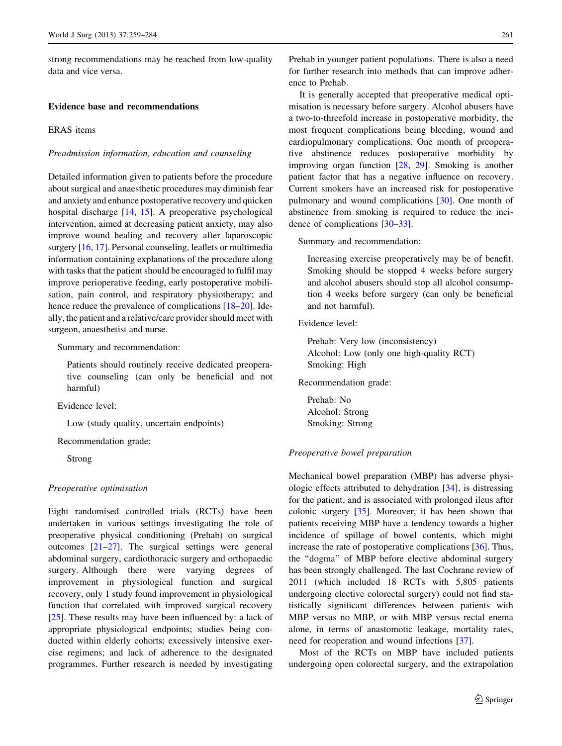strong recommendations may be reached from low-quality data and vice versa.

## Evidence base and recommendations

### ERAS items

#### *Preadmission information, education and counseling*

Detailed information given to patients before the procedure about surgical and anaesthetic procedures may diminish fear and anxiety and enhance postoperative recovery and quicken hospital discharge [14, 15]. A preoperative psychological intervention, aimed at decreasing patient anxiety, may also improve wound healing and recovery after laparoscopic surgery [16, 17]. Personal counseling, leaflets or multimedia information containing explanations of the procedure along with tasks that the patient should be encouraged to fulfil may improve perioperative feeding, early postoperative mobilisation, pain control, and respiratory physiotherapy; and hence reduce the prevalence of complications [18–20]. Ideally, the patient and a relative/care provider should meet with surgeon, anaesthetist and nurse.

Summary and recommendation:

> Patients should routinely receive dedicated preoperative counseling (can only be beneficial and not harmful)

Evidence level:

> Low (study quality, uncertain endpoints)

Recommendation grade:

> Strong

#### *Preoperative optimisation*

Eight randomised controlled trials (RCTs) have been undertaken in various settings investigating the role of preoperative physical conditioning (Prehab) on surgical outcomes [21–27]. The surgical settings were general abdominal surgery, cardiothoracic surgery and orthopaedic surgery. Although there were varying degrees of improvement in physiological function and surgical recovery, only 1 study found improvement in physiological function that correlated with improved surgical recovery [25]. These results may have been influenced by: a lack of appropriate physiological endpoints; studies being conducted within elderly cohorts; excessively intensive exercise regimens; and lack of adherence to the designated programmes. Further research is needed by investigating Prehab in younger patient populations. There is also a need for further research into methods that can improve adherence to Prehab.

It is generally accepted that preoperative medical optimisation is necessary before surgery. Alcohol abusers have a two-to-threefold increase in postoperative morbidity, the most frequent complications being bleeding, wound and cardiopulmonary complications. One month of preoperative abstinence reduces postoperative morbidity by improving organ function [28, 29]. Smoking is another patient factor that has a negative influence on recovery. Current smokers have an increased risk for postoperative pulmonary and wound complications [30]. One month of abstinence from smoking is required to reduce the incidence of complications [30–33].

Summary and recommendation:

> Increasing exercise preoperatively may be of benefit. Smoking should be stopped 4 weeks before surgery and alcohol abusers should stop all alcohol consumption 4 weeks before surgery (can only be beneficial and not harmful).

Evidence level:

> Prehab: Very low (inconsistency)
> Alcohol: Low (only one high-quality RCT)
> Smoking: High

Recommendation grade:

> Prehab: No
> Alcohol: Strong
> Smoking: Strong

#### *Preoperative bowel preparation*

Mechanical bowel preparation (MBP) has adverse physiologic effects attributed to dehydration [34], is distressing for the patient, and is associated with prolonged ileus after colonic surgery [35]. Moreover, it has been shown that patients receiving MBP have a tendency towards a higher incidence of spillage of bowel contents, which might increase the rate of postoperative complications [36]. Thus, the "dogma" of MBP before elective abdominal surgery has been strongly challenged. The last Cochrane review of 2011 (which included 18 RCTs with 5,805 patients undergoing elective colorectal surgery) could not find statistically significant differences between patients with MBP versus no MBP, or with MBP versus rectal enema alone, in terms of anastomotic leakage, mortality rates, need for reoperation and wound infections [37].

Most of the RCTs on MBP have included patients undergoing open colorectal surgery, and the extrapolation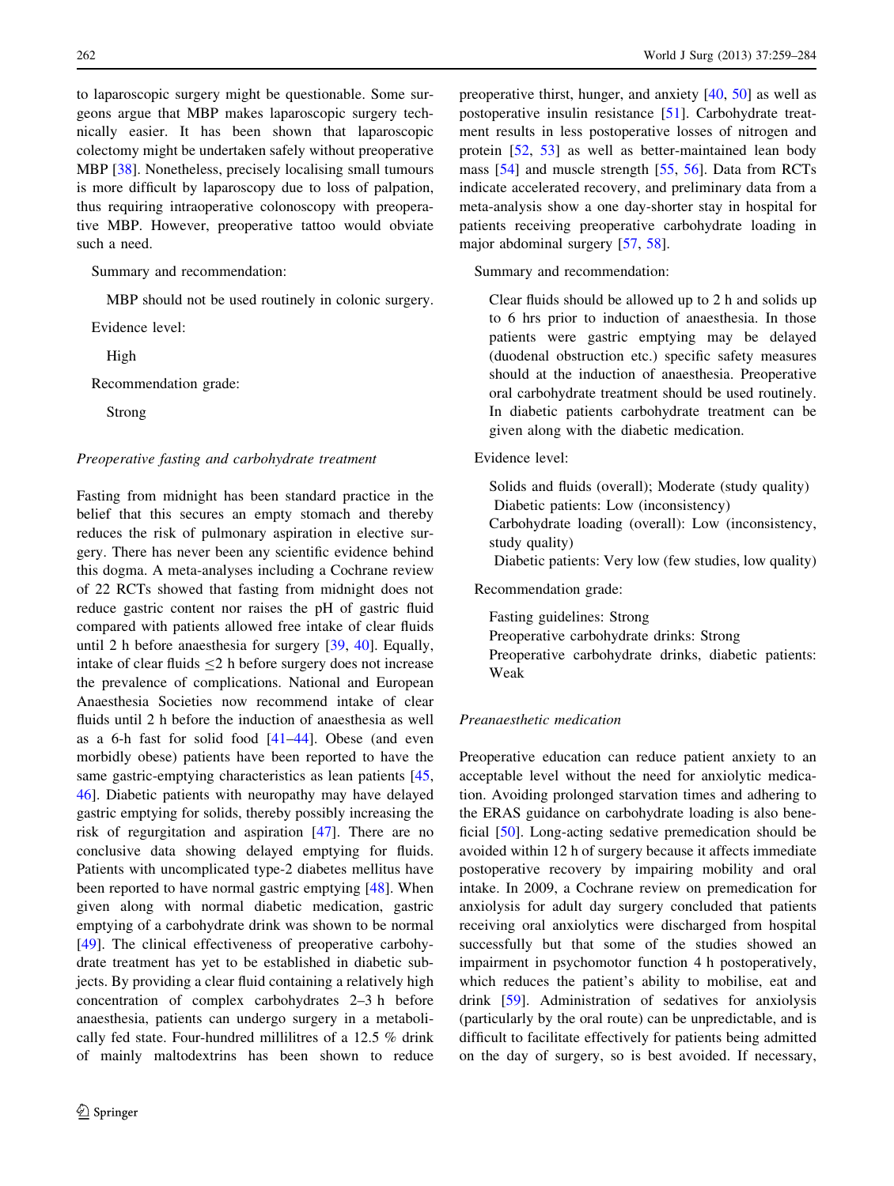to laparoscopic surgery might be questionable. Some surgeons argue that MBP makes laparoscopic surgery technically easier. It has been shown that laparoscopic colectomy might be undertaken safely without preoperative MBP [38]. Nonetheless, precisely localising small tumours is more difficult by laparoscopy due to loss of palpation, thus requiring intraoperative colonoscopy with preoperative MBP. However, preoperative tattoo would obviate such a need.

Summary and recommendation:

MBP should not be used routinely in colonic surgery.

Evidence level:

High

Recommendation grade:

Strong

*Preoperative fasting and carbohydrate treatment*

Fasting from midnight has been standard practice in the belief that this secures an empty stomach and thereby reduces the risk of pulmonary aspiration in elective surgery. There has never been any scientific evidence behind this dogma. A meta-analyses including a Cochrane review of 22 RCTs showed that fasting from midnight does not reduce gastric content nor raises the pH of gastric fluid compared with patients allowed free intake of clear fluids until 2 h before anaesthesia for surgery [39, 40]. Equally, intake of clear fluids ≤2 h before surgery does not increase the prevalence of complications. National and European Anaesthesia Societies now recommend intake of clear fluids until 2 h before the induction of anaesthesia as well as a 6-h fast for solid food [41–44]. Obese (and even morbidly obese) patients have been reported to have the same gastric-emptying characteristics as lean patients [45, 46]. Diabetic patients with neuropathy may have delayed gastric emptying for solids, thereby possibly increasing the risk of regurgitation and aspiration [47]. There are no conclusive data showing delayed emptying for fluids. Patients with uncomplicated type-2 diabetes mellitus have been reported to have normal gastric emptying [48]. When given along with normal diabetic medication, gastric emptying of a carbohydrate drink was shown to be normal [49]. The clinical effectiveness of preoperative carbohydrate treatment has yet to be established in diabetic subjects. By providing a clear fluid containing a relatively high concentration of complex carbohydrates 2–3 h before anaesthesia, patients can undergo surgery in a metabolically fed state. Four-hundred millilitres of a 12.5 % drink of mainly maltodextrins has been shown to reduce preoperative thirst, hunger, and anxiety [40, 50] as well as postoperative insulin resistance [51]. Carbohydrate treatment results in less postoperative losses of nitrogen and protein [52, 53] as well as better-maintained lean body mass [54] and muscle strength [55, 56]. Data from RCTs indicate accelerated recovery, and preliminary data from a meta-analysis show a one day-shorter stay in hospital for patients receiving preoperative carbohydrate loading in major abdominal surgery [57, 58].

Summary and recommendation:

Clear fluids should be allowed up to 2 h and solids up to 6 hrs prior to induction of anaesthesia. In those patients were gastric emptying may be delayed (duodenal obstruction etc.) specific safety measures should at the induction of anaesthesia. Preoperative oral carbohydrate treatment should be used routinely. In diabetic patients carbohydrate treatment can be given along with the diabetic medication.

Evidence level:

Solids and fluids (overall); Moderate (study quality)
Diabetic patients: Low (inconsistency)
Carbohydrate loading (overall): Low (inconsistency, study quality)
Diabetic patients: Very low (few studies, low quality)

Recommendation grade:

Fasting guidelines: Strong
Preoperative carbohydrate drinks: Strong
Preoperative carbohydrate drinks, diabetic patients: Weak

*Preanaesthetic medication*

Preoperative education can reduce patient anxiety to an acceptable level without the need for anxiolytic medication. Avoiding prolonged starvation times and adhering to the ERAS guidance on carbohydrate loading is also beneficial [50]. Long-acting sedative premedication should be avoided within 12 h of surgery because it affects immediate postoperative recovery by impairing mobility and oral intake. In 2009, a Cochrane review on premedication for anxiolysis for adult day surgery concluded that patients receiving oral anxiolytics were discharged from hospital successfully but that some of the studies showed an impairment in psychomotor function 4 h postoperatively, which reduces the patient's ability to mobilise, eat and drink [59]. Administration of sedatives for anxiolysis (particularly by the oral route) can be unpredictable, and is difficult to facilitate effectively for patients being admitted on the day of surgery, so is best avoided. If necessary,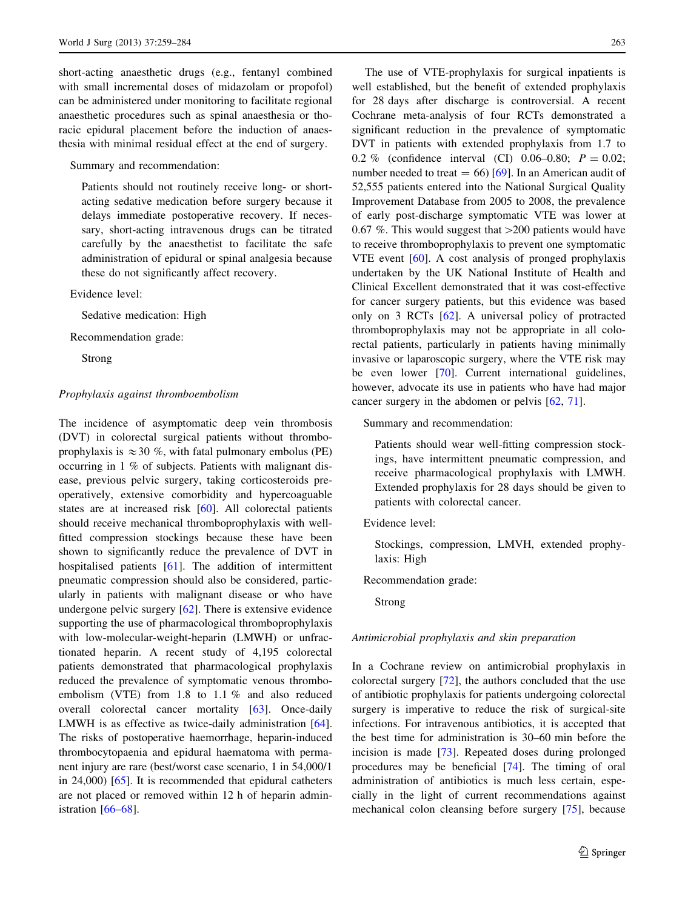short-acting anaesthetic drugs (e.g., fentanyl combined with small incremental doses of midazolam or propofol) can be administered under monitoring to facilitate regional anaesthetic procedures such as spinal anaesthesia or thoracic epidural placement before the induction of anaesthesia with minimal residual effect at the end of surgery.

Summary and recommendation:

> Patients should not routinely receive long- or short-acting sedative medication before surgery because it delays immediate postoperative recovery. If necessary, short-acting intravenous drugs can be titrated carefully by the anaesthetist to facilitate the safe administration of epidural or spinal analgesia because these do not significantly affect recovery.

Evidence level:

> Sedative medication: High

Recommendation grade:

> Strong

### *Prophylaxis against thromboembolism*

The incidence of asymptomatic deep vein thrombosis (DVT) in colorectal surgical patients without thromboprophylaxis is $\approx 30\ \%$, with fatal pulmonary embolus (PE) occurring in 1 % of subjects. Patients with malignant disease, previous pelvic surgery, taking corticosteroids preoperatively, extensive comorbidity and hypercoaguable states are at increased risk [60]. All colorectal patients should receive mechanical thromboprophylaxis with well-fitted compression stockings because these have been shown to significantly reduce the prevalence of DVT in hospitalised patients [61]. The addition of intermittent pneumatic compression should also be considered, particularly in patients with malignant disease or who have undergone pelvic surgery [62]. There is extensive evidence supporting the use of pharmacological thromboprophylaxis with low-molecular-weight-heparin (LMWH) or unfractionated heparin. A recent study of 4,195 colorectal patients demonstrated that pharmacological prophylaxis reduced the prevalence of symptomatic venous thromboembolism (VTE) from 1.8 to 1.1 % and also reduced overall colorectal cancer mortality [63]. Once-daily LMWH is as effective as twice-daily administration [64]. The risks of postoperative haemorrhage, heparin-induced thrombocytopaenia and epidural haematoma with permanent injury are rare (best/worst case scenario, 1 in 54,000/1 in 24,000) [65]. It is recommended that epidural catheters are not placed or removed within 12 h of heparin administration [66–68].

The use of VTE-prophylaxis for surgical inpatients is well established, but the benefit of extended prophylaxis for 28 days after discharge is controversial. A recent Cochrane meta-analysis of four RCTs demonstrated a significant reduction in the prevalence of symptomatic DVT in patients with extended prophylaxis from 1.7 to 0.2 % (confidence interval (CI) 0.06–0.80; $P = 0.02$; number needed to treat = 66) [69]. In an American audit of 52,555 patients entered into the National Surgical Quality Improvement Database from 2005 to 2008, the prevalence of early post-discharge symptomatic VTE was lower at 0.67 %. This would suggest that >200 patients would have to receive thromboprophylaxis to prevent one symptomatic VTE event [60]. A cost analysis of pronged prophylaxis undertaken by the UK National Institute of Health and Clinical Excellent demonstrated that it was cost-effective for cancer surgery patients, but this evidence was based only on 3 RCTs [62]. A universal policy of protracted thromboprophylaxis may not be appropriate in all colorectal patients, particularly in patients having minimally invasive or laparoscopic surgery, where the VTE risk may be even lower [70]. Current international guidelines, however, advocate its use in patients who have had major cancer surgery in the abdomen or pelvis [62, 71].

Summary and recommendation:

> Patients should wear well-fitting compression stockings, have intermittent pneumatic compression, and receive pharmacological prophylaxis with LMWH. Extended prophylaxis for 28 days should be given to patients with colorectal cancer.

Evidence level:

> Stockings, compression, LMVH, extended prophylaxis: High

Recommendation grade:

> Strong

### *Antimicrobial prophylaxis and skin preparation*

In a Cochrane review on antimicrobial prophylaxis in colorectal surgery [72], the authors concluded that the use of antibiotic prophylaxis for patients undergoing colorectal surgery is imperative to reduce the risk of surgical-site infections. For intravenous antibiotics, it is accepted that the best time for administration is 30–60 min before the incision is made [73]. Repeated doses during prolonged procedures may be beneficial [74]. The timing of oral administration of antibiotics is much less certain, especially in the light of current recommendations against mechanical colon cleansing before surgery [75], because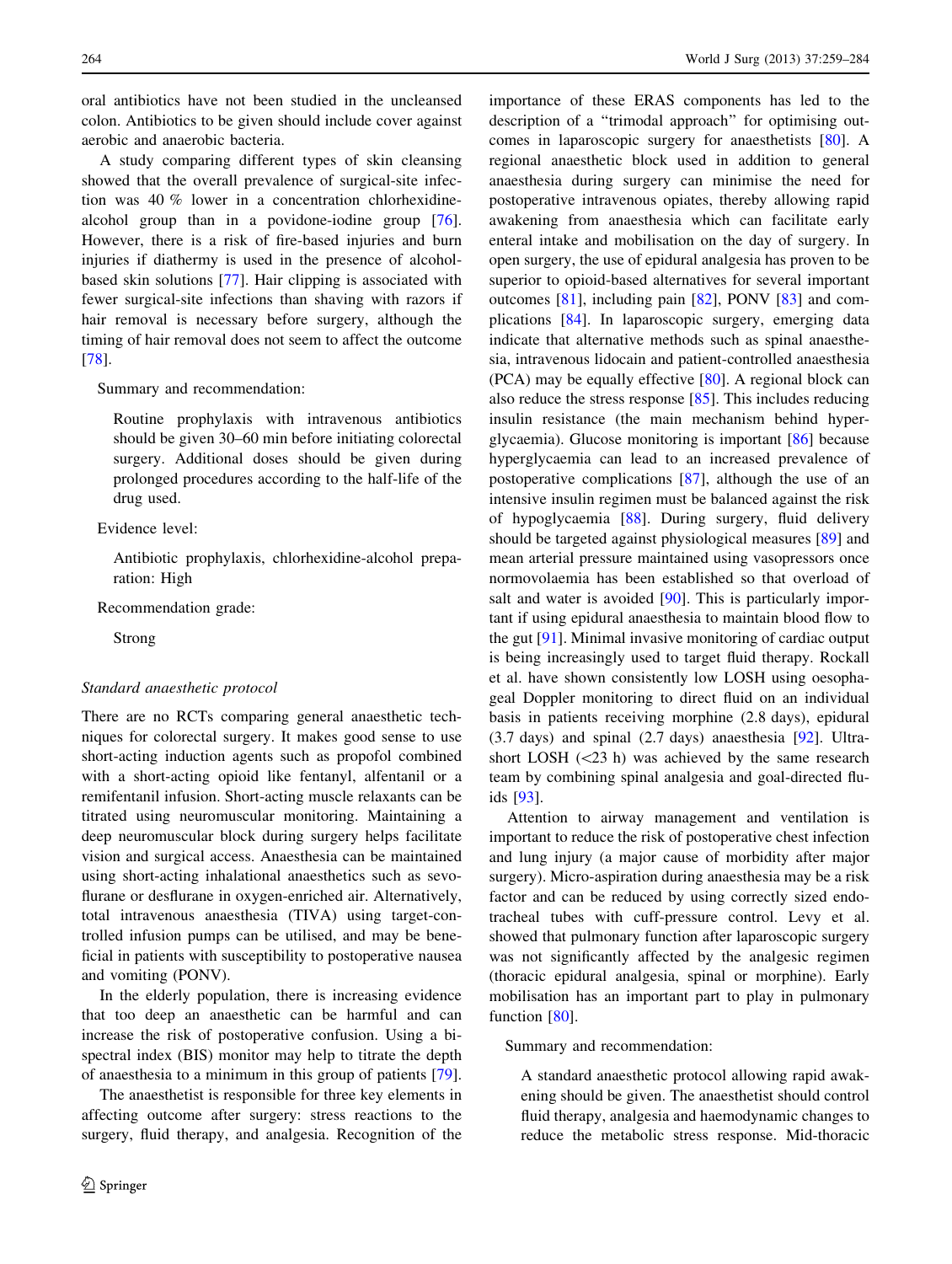oral antibiotics have not been studied in the uncleansed colon. Antibiotics to be given should include cover against aerobic and anaerobic bacteria.

A study comparing different types of skin cleansing showed that the overall prevalence of surgical-site infection was 40 % lower in a concentration chlorhexidine-alcohol group than in a povidone-iodine group [76]. However, there is a risk of fire-based injuries and burn injuries if diathermy is used in the presence of alcohol-based skin solutions [77]. Hair clipping is associated with fewer surgical-site infections than shaving with razors if hair removal is necessary before surgery, although the timing of hair removal does not seem to affect the outcome [78].

Summary and recommendation:

> Routine prophylaxis with intravenous antibiotics should be given 30–60 min before initiating colorectal surgery. Additional doses should be given during prolonged procedures according to the half-life of the drug used.

Evidence level:

> Antibiotic prophylaxis, chlorhexidine-alcohol preparation: High

Recommendation grade:

> Strong

*Standard anaesthetic protocol*

There are no RCTs comparing general anaesthetic techniques for colorectal surgery. It makes good sense to use short-acting induction agents such as propofol combined with a short-acting opioid like fentanyl, alfentanil or a remifentanil infusion. Short-acting muscle relaxants can be titrated using neuromuscular monitoring. Maintaining a deep neuromuscular block during surgery helps facilitate vision and surgical access. Anaesthesia can be maintained using short-acting inhalational anaesthetics such as sevoflurane or desflurane in oxygen-enriched air. Alternatively, total intravenous anaesthesia (TIVA) using target-controlled infusion pumps can be utilised, and may be beneficial in patients with susceptibility to postoperative nausea and vomiting (PONV).

In the elderly population, there is increasing evidence that too deep an anaesthetic can be harmful and can increase the risk of postoperative confusion. Using a bispectral index (BIS) monitor may help to titrate the depth of anaesthesia to a minimum in this group of patients [79].

The anaesthetist is responsible for three key elements in affecting outcome after surgery: stress reactions to the surgery, fluid therapy, and analgesia. Recognition of the importance of these ERAS components has led to the description of a "trimodal approach" for optimising outcomes in laparoscopic surgery for anaesthetists [80]. A regional anaesthetic block used in addition to general anaesthesia during surgery can minimise the need for postoperative intravenous opiates, thereby allowing rapid awakening from anaesthesia which can facilitate early enteral intake and mobilisation on the day of surgery. In open surgery, the use of epidural analgesia has proven to be superior to opioid-based alternatives for several important outcomes [81], including pain [82], PONV [83] and complications [84]. In laparoscopic surgery, emerging data indicate that alternative methods such as spinal anaesthesia, intravenous lidocain and patient-controlled anaesthesia (PCA) may be equally effective [80]. A regional block can also reduce the stress response [85]. This includes reducing insulin resistance (the main mechanism behind hyperglycaemia). Glucose monitoring is important [86] because hyperglycaemia can lead to an increased prevalence of postoperative complications [87], although the use of an intensive insulin regimen must be balanced against the risk of hypoglycaemia [88]. During surgery, fluid delivery should be targeted against physiological measures [89] and mean arterial pressure maintained using vasopressors once normovolaemia has been established so that overload of salt and water is avoided [90]. This is particularly important if using epidural anaesthesia to maintain blood flow to the gut [91]. Minimal invasive monitoring of cardiac output is being increasingly used to target fluid therapy. Rockall et al. have shown consistently low LOSH using oesophageal Doppler monitoring to direct fluid on an individual basis in patients receiving morphine (2.8 days), epidural (3.7 days) and spinal (2.7 days) anaesthesia [92]. Ultra-short LOSH (<23 h) was achieved by the same research team by combining spinal analgesia and goal-directed fluids [93].

Attention to airway management and ventilation is important to reduce the risk of postoperative chest infection and lung injury (a major cause of morbidity after major surgery). Micro-aspiration during anaesthesia may be a risk factor and can be reduced by using correctly sized endotracheal tubes with cuff-pressure control. Levy et al. showed that pulmonary function after laparoscopic surgery was not significantly affected by the analgesic regimen (thoracic epidural analgesia, spinal or morphine). Early mobilisation has an important part to play in pulmonary function [80].

Summary and recommendation:

> A standard anaesthetic protocol allowing rapid awakening should be given. The anaesthetist should control fluid therapy, analgesia and haemodynamic changes to reduce the metabolic stress response. Mid-thoracic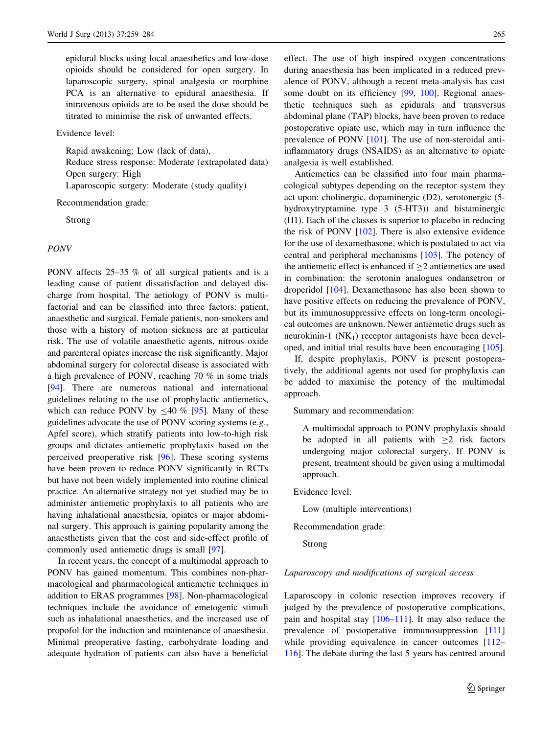epidural blocks using local anaesthetics and low-dose opioids should be considered for open surgery. In laparoscopic surgery, spinal analgesia or morphine PCA is an alternative to epidural anaesthesia. If intravenous opioids are to be used the dose should be titrated to minimise the risk of unwanted effects.

Evidence level:

Rapid awakening: Low (lack of data),
Reduce stress response: Moderate (extrapolated data)
Open surgery: High
Laparoscopic surgery: Moderate (study quality)

Recommendation grade:

Strong

*PONV*

PONV affects 25–35 % of all surgical patients and is a leading cause of patient dissatisfaction and delayed discharge from hospital. The aetiology of PONV is multifactorial and can be classified into three factors: patient, anaesthetic and surgical. Female patients, non-smokers and those with a history of motion sickness are at particular risk. The use of volatile anaesthetic agents, nitrous oxide and parenteral opiates increase the risk significantly. Major abdominal surgery for colorectal disease is associated with a high prevalence of PONV, reaching 70 % in some trials [94]. There are numerous national and international guidelines relating to the use of prophylactic antiemetics, which can reduce PONV by $\leq$40 % [95]. Many of these guidelines advocate the use of PONV scoring systems (e.g., Apfel score), which stratify patients into low-to-high risk groups and dictates antiemetic prophylaxis based on the perceived preoperative risk [96]. These scoring systems have been proven to reduce PONV significantly in RCTs but have not been widely implemented into routine clinical practice. An alternative strategy not yet studied may be to administer antiemetic prophylaxis to all patients who are having inhalational anaesthesia, opiates or major abdominal surgery. This approach is gaining popularity among the anaesthetists given that the cost and side-effect profile of commonly used antiemetic drugs is small [97].

In recent years, the concept of a multimodal approach to PONV has gained momentum. This combines non-pharmacological and pharmacological antiemetic techniques in addition to ERAS programmes [98]. Non-pharmacological techniques include the avoidance of emetogenic stimuli such as inhalational anaesthetics, and the increased use of propofol for the induction and maintenance of anaesthesia. Minimal preoperative fasting, carbohydrate loading and adequate hydration of patients can also have a beneficial effect. The use of high inspired oxygen concentrations during anaesthesia has been implicated in a reduced prevalence of PONV, although a recent meta-analysis has cast some doubt on its efficiency [99, 100]. Regional anaesthetic techniques such as epidurals and transversus abdominal plane (TAP) blocks, have been proven to reduce postoperative opiate use, which may in turn influence the prevalence of PONV [101]. The use of non-steroidal anti-inflammatory drugs (NSAIDS) as an alternative to opiate analgesia is well established.

Antiemetics can be classified into four main pharmacological subtypes depending on the receptor system they act upon: cholinergic, dopaminergic (D2), serotonergic (5-hydroxytryptamine type 3 (5-HT3)) and histaminergic (H1). Each of the classes is superior to placebo in reducing the risk of PONV [102]. There is also extensive evidence for the use of dexamethasone, which is postulated to act via central and peripheral mechanisms [103]. The potency of the antiemetic effect is enhanced if $\geq$2 antiemetics are used in combination: the serotonin analogues ondansetron or droperidol [104]. Dexamethasone has also been shown to have positive effects on reducing the prevalence of PONV, but its immunosuppressive effects on long-term oncological outcomes are unknown. Newer antiemetic drugs such as neurokinin-1 ($NK_1$) receptor antagonists have been developed, and initial trial results have been encouraging [105].

If, despite prophylaxis, PONV is present postoperatively, the additional agents not used for prophylaxis can be added to maximise the potency of the multimodal approach.

Summary and recommendation:

A multimodal approach to PONV prophylaxis should be adopted in all patients with $\geq$2 risk factors undergoing major colorectal surgery. If PONV is present, treatment should be given using a multimodal approach.

Evidence level:

Low (multiple interventions)

Recommendation grade:

Strong

*Laparoscopy and modifications of surgical access*

Laparoscopy in colonic resection improves recovery if judged by the prevalence of postoperative complications, pain and hospital stay [106–111]. It may also reduce the prevalence of postoperative immunosuppression [111] while providing equivalence in cancer outcomes [112–116]. The debate during the last 5 years has centred around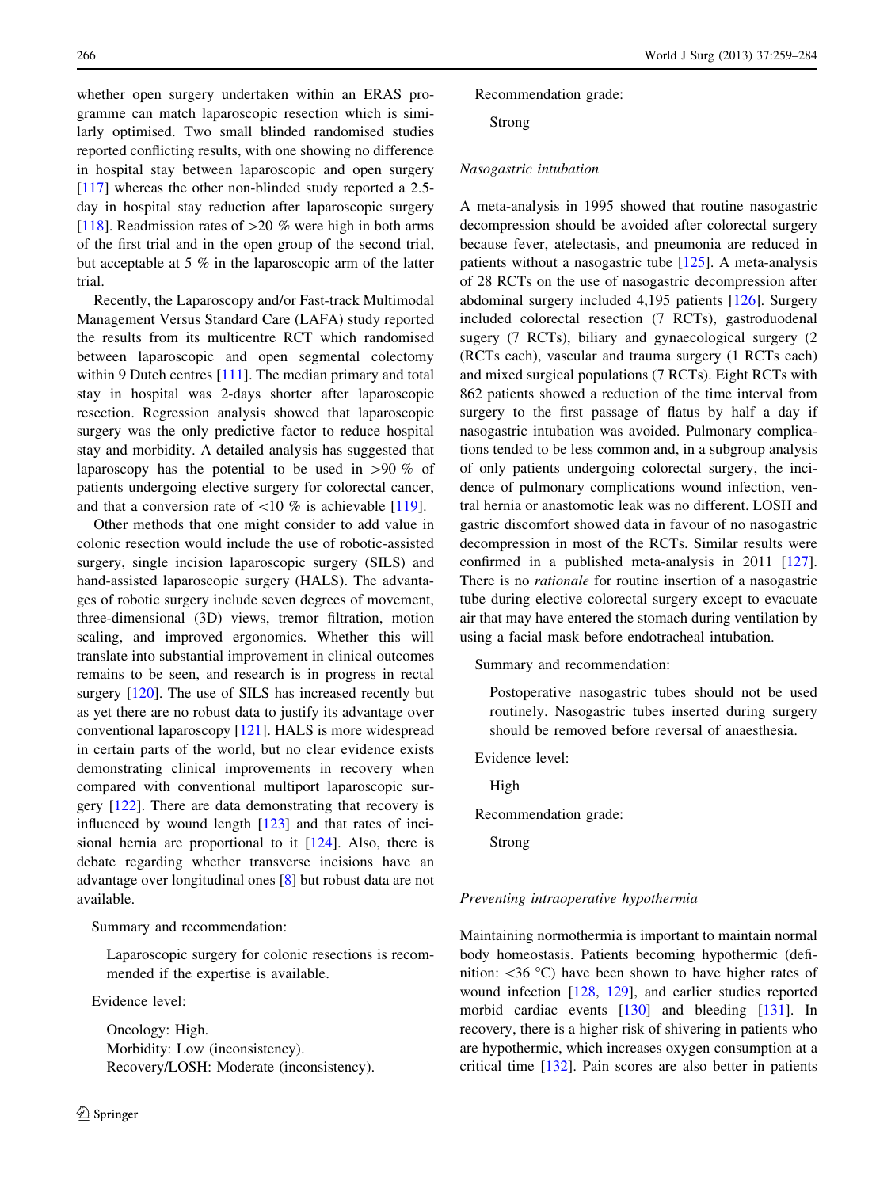whether open surgery undertaken within an ERAS programme can match laparoscopic resection which is similarly optimised. Two small blinded randomised studies reported conflicting results, with one showing no difference in hospital stay between laparoscopic and open surgery [117] whereas the other non-blinded study reported a 2.5-day in hospital stay reduction after laparoscopic surgery [118]. Readmission rates of >20 % were high in both arms of the first trial and in the open group of the second trial, but acceptable at 5 % in the laparoscopic arm of the latter trial.

Recently, the Laparoscopy and/or Fast-track Multimodal Management Versus Standard Care (LAFA) study reported the results from its multicentre RCT which randomised between laparoscopic and open segmental colectomy within 9 Dutch centres [111]. The median primary and total stay in hospital was 2-days shorter after laparoscopic resection. Regression analysis showed that laparoscopic surgery was the only predictive factor to reduce hospital stay and morbidity. A detailed analysis has suggested that laparoscopy has the potential to be used in >90 % of patients undergoing elective surgery for colorectal cancer, and that a conversion rate of <10 % is achievable [119].

Other methods that one might consider to add value in colonic resection would include the use of robotic-assisted surgery, single incision laparoscopic surgery (SILS) and hand-assisted laparoscopic surgery (HALS). The advantages of robotic surgery include seven degrees of movement, three-dimensional (3D) views, tremor filtration, motion scaling, and improved ergonomics. Whether this will translate into substantial improvement in clinical outcomes remains to be seen, and research is in progress in rectal surgery [120]. The use of SILS has increased recently but as yet there are no robust data to justify its advantage over conventional laparoscopy [121]. HALS is more widespread in certain parts of the world, but no clear evidence exists demonstrating clinical improvements in recovery when compared with conventional multiport laparoscopic surgery [122]. There are data demonstrating that recovery is influenced by wound length [123] and that rates of incisional hernia are proportional to it [124]. Also, there is debate regarding whether transverse incisions have an advantage over longitudinal ones [8] but robust data are not available.

Summary and recommendation:

Laparoscopic surgery for colonic resections is recommended if the expertise is available.

Evidence level:

Oncology: High.
Morbidity: Low (inconsistency).
Recovery/LOSH: Moderate (inconsistency).

Recommendation grade:

Strong

### Nasogastric intubation

A meta-analysis in 1995 showed that routine nasogastric decompression should be avoided after colorectal surgery because fever, atelectasis, and pneumonia are reduced in patients without a nasogastric tube [125]. A meta-analysis of 28 RCTs on the use of nasogastric decompression after abdominal surgery included 4,195 patients [126]. Surgery included colorectal resection (7 RCTs), gastroduodenal sugery (7 RCTs), biliary and gynaecological surgery (2 (RCTs each), vascular and trauma surgery (1 RCTs each) and mixed surgical populations (7 RCTs). Eight RCTs with 862 patients showed a reduction of the time interval from surgery to the first passage of flatus by half a day if nasogastric intubation was avoided. Pulmonary complications tended to be less common and, in a subgroup analysis of only patients undergoing colorectal surgery, the incidence of pulmonary complications wound infection, ventral hernia or anastomotic leak was no different. LOSH and gastric discomfort showed data in favour of no nasogastric decompression in most of the RCTs. Similar results were confirmed in a published meta-analysis in 2011 [127]. There is no *rationale* for routine insertion of a nasogastric tube during elective colorectal surgery except to evacuate air that may have entered the stomach during ventilation by using a facial mask before endotracheal intubation.

Summary and recommendation:

Postoperative nasogastric tubes should not be used routinely. Nasogastric tubes inserted during surgery should be removed before reversal of anaesthesia.

Evidence level:

High

Recommendation grade:

Strong

### Preventing intraoperative hypothermia

Maintaining normothermia is important to maintain normal body homeostasis. Patients becoming hypothermic (definition: <36 °C) have been shown to have higher rates of wound infection [128, 129], and earlier studies reported morbid cardiac events [130] and bleeding [131]. In recovery, there is a higher risk of shivering in patients who are hypothermic, which increases oxygen consumption at a critical time [132]. Pain scores are also better in patients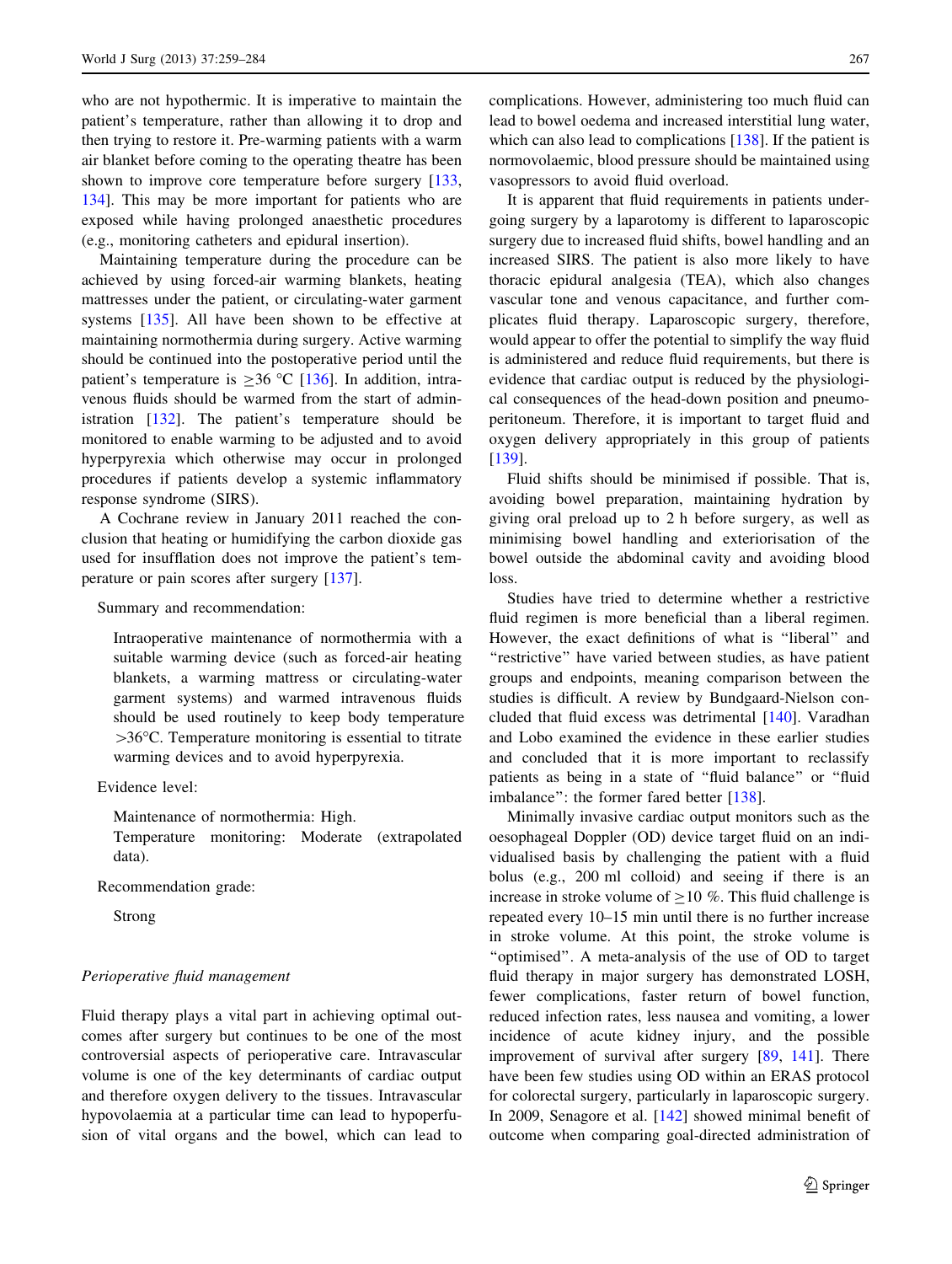who are not hypothermic. It is imperative to maintain the patient's temperature, rather than allowing it to drop and then trying to restore it. Pre-warming patients with a warm air blanket before coming to the operating theatre has been shown to improve core temperature before surgery [133, 134]. This may be more important for patients who are exposed while having prolonged anaesthetic procedures (e.g., monitoring catheters and epidural insertion).

Maintaining temperature during the procedure can be achieved by using forced-air warming blankets, heating mattresses under the patient, or circulating-water garment systems [135]. All have been shown to be effective at maintaining normothermia during surgery. Active warming should be continued into the postoperative period until the patient's temperature is ≥36 °C [136]. In addition, intravenous fluids should be warmed from the start of administration [132]. The patient's temperature should be monitored to enable warming to be adjusted and to avoid hyperpyrexia which otherwise may occur in prolonged procedures if patients develop a systemic inflammatory response syndrome (SIRS).

A Cochrane review in January 2011 reached the conclusion that heating or humidifying the carbon dioxide gas used for insufflation does not improve the patient's temperature or pain scores after surgery [137].

Summary and recommendation:

> Intraoperative maintenance of normothermia with a suitable warming device (such as forced-air heating blankets, a warming mattress or circulating-water garment systems) and warmed intravenous fluids should be used routinely to keep body temperature >36°C. Temperature monitoring is essential to titrate warming devices and to avoid hyperpyrexia.

Evidence level:

> Maintenance of normothermia: High.
> Temperature monitoring: Moderate (extrapolated data).

Recommendation grade:

> Strong

*Perioperative fluid management*

Fluid therapy plays a vital part in achieving optimal outcomes after surgery but continues to be one of the most controversial aspects of perioperative care. Intravascular volume is one of the key determinants of cardiac output and therefore oxygen delivery to the tissues. Intravascular hypovolaemia at a particular time can lead to hypoperfusion of vital organs and the bowel, which can lead to complications. However, administering too much fluid can lead to bowel oedema and increased interstitial lung water, which can also lead to complications [138]. If the patient is normovolaemic, blood pressure should be maintained using vasopressors to avoid fluid overload.

It is apparent that fluid requirements in patients undergoing surgery by a laparotomy is different to laparoscopic surgery due to increased fluid shifts, bowel handling and an increased SIRS. The patient is also more likely to have thoracic epidural analgesia (TEA), which also changes vascular tone and venous capacitance, and further complicates fluid therapy. Laparoscopic surgery, therefore, would appear to offer the potential to simplify the way fluid is administered and reduce fluid requirements, but there is evidence that cardiac output is reduced by the physiological consequences of the head-down position and pneumoperitoneum. Therefore, it is important to target fluid and oxygen delivery appropriately in this group of patients [139].

Fluid shifts should be minimised if possible. That is, avoiding bowel preparation, maintaining hydration by giving oral preload up to 2 h before surgery, as well as minimising bowel handling and exteriorisation of the bowel outside the abdominal cavity and avoiding blood loss.

Studies have tried to determine whether a restrictive fluid regimen is more beneficial than a liberal regimen. However, the exact definitions of what is "liberal" and "restrictive" have varied between studies, as have patient groups and endpoints, meaning comparison between the studies is difficult. A review by Bundgaard-Nielson concluded that fluid excess was detrimental [140]. Varadhan and Lobo examined the evidence in these earlier studies and concluded that it is more important to reclassify patients as being in a state of "fluid balance" or "fluid imbalance": the former fared better [138].

Minimally invasive cardiac output monitors such as the oesophageal Doppler (OD) device target fluid on an individualised basis by challenging the patient with a fluid bolus (e.g., 200 ml colloid) and seeing if there is an increase in stroke volume of ≥10 %. This fluid challenge is repeated every 10–15 min until there is no further increase in stroke volume. At this point, the stroke volume is "optimised". A meta-analysis of the use of OD to target fluid therapy in major surgery has demonstrated LOSH, fewer complications, faster return of bowel function, reduced infection rates, less nausea and vomiting, a lower incidence of acute kidney injury, and the possible improvement of survival after surgery [89, 141]. There have been few studies using OD within an ERAS protocol for colorectal surgery, particularly in laparoscopic surgery. In 2009, Senagore et al. [142] showed minimal benefit of outcome when comparing goal-directed administration of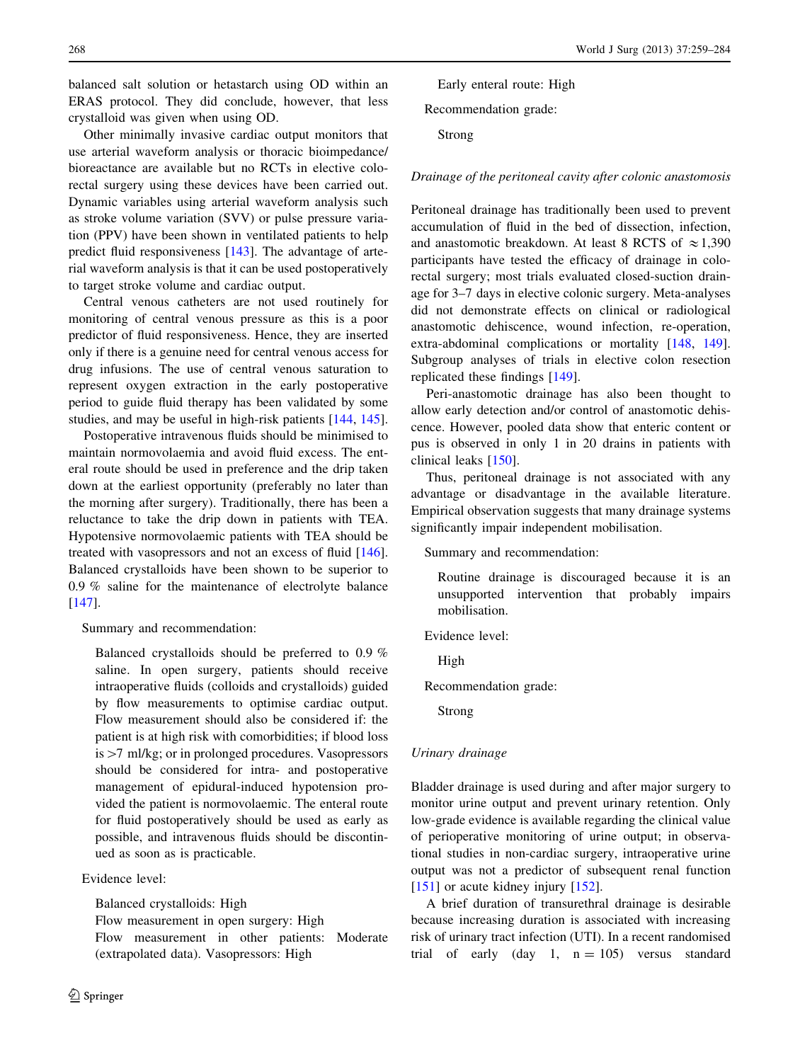balanced salt solution or hetastarch using OD within an ERAS protocol. They did conclude, however, that less crystalloid was given when using OD.

Other minimally invasive cardiac output monitors that use arterial waveform analysis or thoracic bioimpedance/bioreactance are available but no RCTs in elective colorectal surgery using these devices have been carried out. Dynamic variables using arterial waveform analysis such as stroke volume variation (SVV) or pulse pressure variation (PPV) have been shown in ventilated patients to help predict fluid responsiveness [143]. The advantage of arterial waveform analysis is that it can be used postoperatively to target stroke volume and cardiac output.

Central venous catheters are not used routinely for monitoring of central venous pressure as this is a poor predictor of fluid responsiveness. Hence, they are inserted only if there is a genuine need for central venous access for drug infusions. The use of central venous saturation to represent oxygen extraction in the early postoperative period to guide fluid therapy has been validated by some studies, and may be useful in high-risk patients [144, 145].

Postoperative intravenous fluids should be minimised to maintain normovolaemia and avoid fluid excess. The enteral route should be used in preference and the drip taken down at the earliest opportunity (preferably no later than the morning after surgery). Traditionally, there has been a reluctance to take the drip down in patients with TEA. Hypotensive normovolaemic patients with TEA should be treated with vasopressors and not an excess of fluid [146]. Balanced crystalloids have been shown to be superior to 0.9 % saline for the maintenance of electrolyte balance [147].

Summary and recommendation:

> Balanced crystalloids should be preferred to 0.9 % saline. In open surgery, patients should receive intraoperative fluids (colloids and crystalloids) guided by flow measurements to optimise cardiac output. Flow measurement should also be considered if: the patient is at high risk with comorbidities; if blood loss is >7 ml/kg; or in prolonged procedures. Vasopressors should be considered for intra- and postoperative management of epidural-induced hypotension provided the patient is normovolaemic. The enteral route for fluid postoperatively should be used as early as possible, and intravenous fluids should be discontinued as soon as is practicable.

Evidence level:

> Balanced crystalloids: High
> Flow measurement in open surgery: High
> Flow measurement in other patients: Moderate (extrapolated data). Vasopressors: High
> Early enteral route: High

Recommendation grade:

> Strong

### *Drainage of the peritoneal cavity after colonic anastomosis*

Peritoneal drainage has traditionally been used to prevent accumulation of fluid in the bed of dissection, infection, and anastomotic breakdown. At least 8 RCTS of ≈1,390 participants have tested the efficacy of drainage in colorectal surgery; most trials evaluated closed-suction drainage for 3–7 days in elective colonic surgery. Meta-analyses did not demonstrate effects on clinical or radiological anastomotic dehiscence, wound infection, re-operation, extra-abdominal complications or mortality [148, 149]. Subgroup analyses of trials in elective colon resection replicated these findings [149].

Peri-anastomotic drainage has also been thought to allow early detection and/or control of anastomotic dehiscence. However, pooled data show that enteric content or pus is observed in only 1 in 20 drains in patients with clinical leaks [150].

Thus, peritoneal drainage is not associated with any advantage or disadvantage in the available literature. Empirical observation suggests that many drainage systems significantly impair independent mobilisation.

Summary and recommendation:

> Routine drainage is discouraged because it is an unsupported intervention that probably impairs mobilisation.

Evidence level:

> High

Recommendation grade:

> Strong

### *Urinary drainage*

Bladder drainage is used during and after major surgery to monitor urine output and prevent urinary retention. Only low-grade evidence is available regarding the clinical value of perioperative monitoring of urine output; in observational studies in non-cardiac surgery, intraoperative urine output was not a predictor of subsequent renal function [151] or acute kidney injury [152].

A brief duration of transurethral drainage is desirable because increasing duration is associated with increasing risk of urinary tract infection (UTI). In a recent randomised trial of early (day 1, n = 105) versus standard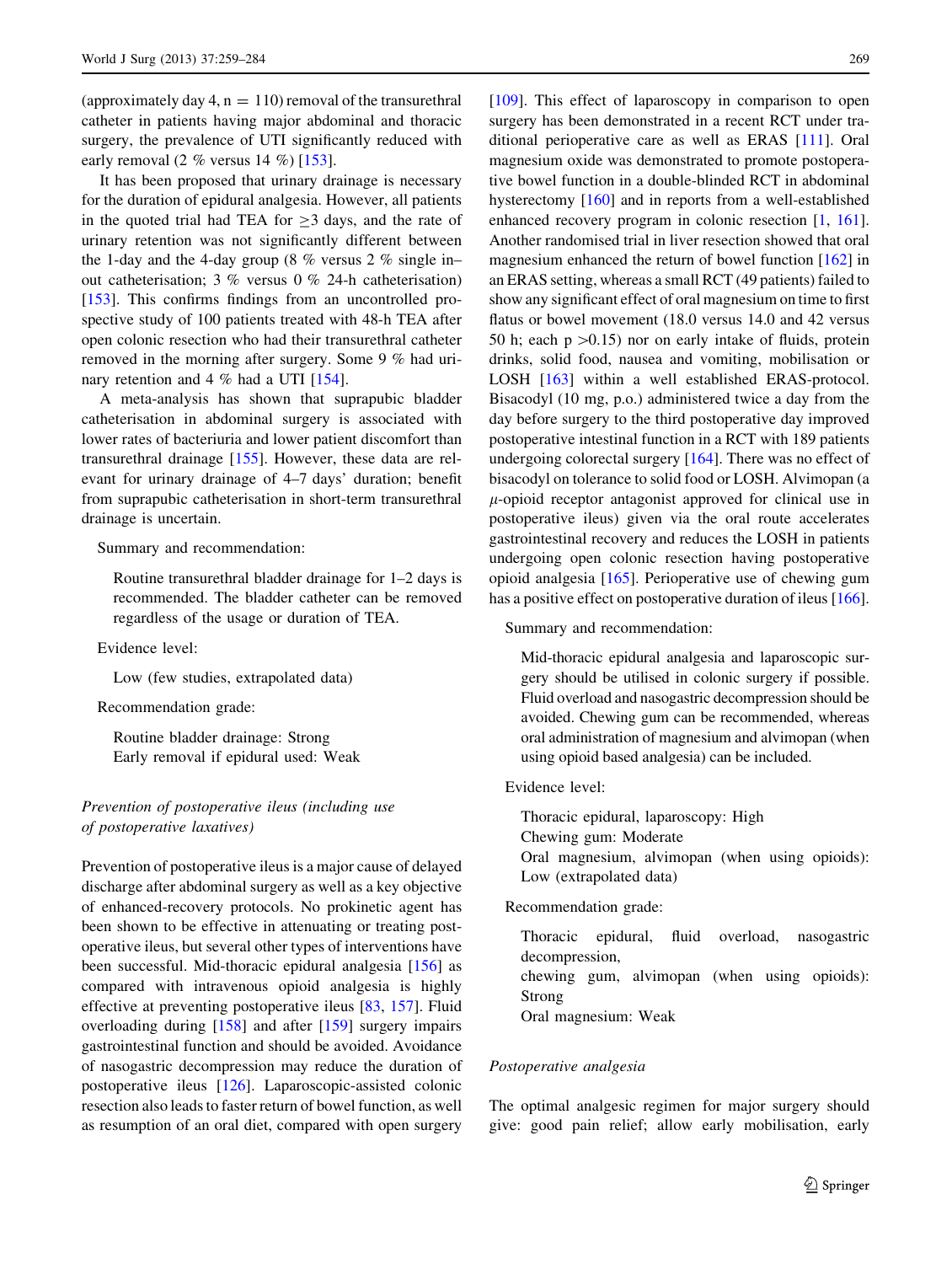(approximately day 4, n = 110) removal of the transurethral catheter in patients having major abdominal and thoracic surgery, the prevalence of UTI significantly reduced with early removal (2 % versus 14 %) [153].

It has been proposed that urinary drainage is necessary for the duration of epidural analgesia. However, all patients in the quoted trial had TEA for $\geq$3 days, and the rate of urinary retention was not significantly different between the 1-day and the 4-day group (8 % versus 2 % single in–out catheterisation; 3 % versus 0 % 24-h catheterisation) [153]. This confirms findings from an uncontrolled prospective study of 100 patients treated with 48-h TEA after open colonic resection who had their transurethral catheter removed in the morning after surgery. Some 9 % had urinary retention and 4 % had a UTI [154].

A meta-analysis has shown that suprapubic bladder catheterisation in abdominal surgery is associated with lower rates of bacteriuria and lower patient discomfort than transurethral drainage [155]. However, these data are relevant for urinary drainage of 4–7 days' duration; benefit from suprapubic catheterisation in short-term transurethral drainage is uncertain.

Summary and recommendation:

Routine transurethral bladder drainage for 1–2 days is recommended. The bladder catheter can be removed regardless of the usage or duration of TEA.

Evidence level:

Low (few studies, extrapolated data)

Recommendation grade:

Routine bladder drainage: Strong
Early removal if epidural used: Weak

*Prevention of postoperative ileus (including use of postoperative laxatives)*

Prevention of postoperative ileus is a major cause of delayed discharge after abdominal surgery as well as a key objective of enhanced-recovery protocols. No prokinetic agent has been shown to be effective in attenuating or treating postoperative ileus, but several other types of interventions have been successful. Mid-thoracic epidural analgesia [156] as compared with intravenous opioid analgesia is highly effective at preventing postoperative ileus [83, 157]. Fluid overloading during [158] and after [159] surgery impairs gastrointestinal function and should be avoided. Avoidance of nasogastric decompression may reduce the duration of postoperative ileus [126]. Laparoscopic-assisted colonic resection also leads to faster return of bowel function, as well as resumption of an oral diet, compared with open surgery [109]. This effect of laparoscopy in comparison to open surgery has been demonstrated in a recent RCT under traditional perioperative care as well as ERAS [111]. Oral magnesium oxide was demonstrated to promote postoperative bowel function in a double-blinded RCT in abdominal hysterectomy [160] and in reports from a well-established enhanced recovery program in colonic resection [1, 161]. Another randomised trial in liver resection showed that oral magnesium enhanced the return of bowel function [162] in an ERAS setting, whereas a small RCT (49 patients) failed to show any significant effect of oral magnesium on time to first flatus or bowel movement (18.0 versus 14.0 and 42 versus 50 h; each $p > 0.15$) nor on early intake of fluids, protein drinks, solid food, nausea and vomiting, mobilisation or LOSH [163] within a well established ERAS-protocol. Bisacodyl (10 mg, p.o.) administered twice a day from the day before surgery to the third postoperative day improved postoperative intestinal function in a RCT with 189 patients undergoing colorectal surgery [164]. There was no effect of bisacodyl on tolerance to solid food or LOSH. Alvimopan (a $\mu$-opioid receptor antagonist approved for clinical use in postoperative ileus) given via the oral route accelerates gastrointestinal recovery and reduces the LOSH in patients undergoing open colonic resection having postoperative opioid analgesia [165]. Perioperative use of chewing gum has a positive effect on postoperative duration of ileus [166].

Summary and recommendation:

Mid-thoracic epidural analgesia and laparoscopic surgery should be utilised in colonic surgery if possible. Fluid overload and nasogastric decompression should be avoided. Chewing gum can be recommended, whereas oral administration of magnesium and alvimopan (when using opioid based analgesia) can be included.

Evidence level:

Thoracic epidural, laparoscopy: High
Chewing gum: Moderate
Oral magnesium, alvimopan (when using opioids): Low (extrapolated data)

Recommendation grade:

Thoracic epidural, fluid overload, nasogastric decompression,
chewing gum, alvimopan (when using opioids): Strong
Oral magnesium: Weak

*Postoperative analgesia*

The optimal analgesic regimen for major surgery should give: good pain relief; allow early mobilisation, early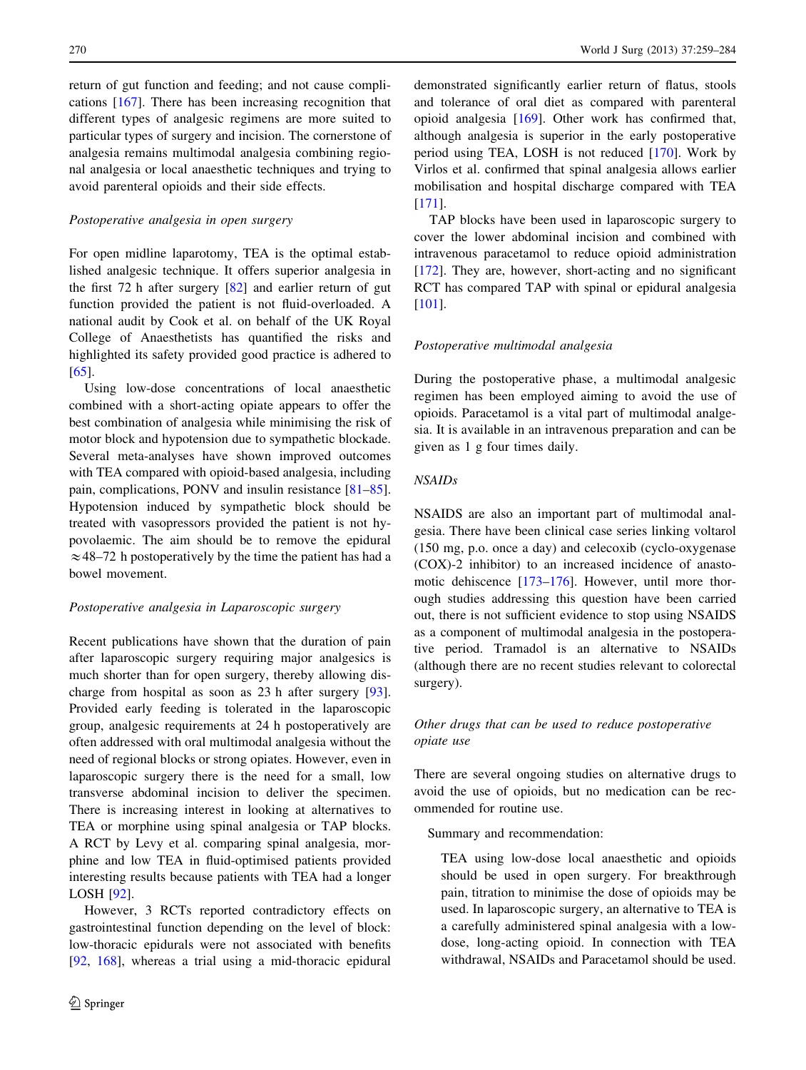return of gut function and feeding; and not cause complications [167]. There has been increasing recognition that different types of analgesic regimens are more suited to particular types of surgery and incision. The cornerstone of analgesia remains multimodal analgesia combining regional analgesia or local anaesthetic techniques and trying to avoid parenteral opioids and their side effects.

*Postoperative analgesia in open surgery*

For open midline laparotomy, TEA is the optimal established analgesic technique. It offers superior analgesia in the first 72 h after surgery [82] and earlier return of gut function provided the patient is not fluid-overloaded. A national audit by Cook et al. on behalf of the UK Royal College of Anaesthetists has quantified the risks and highlighted its safety provided good practice is adhered to [65].

Using low-dose concentrations of local anaesthetic combined with a short-acting opiate appears to offer the best combination of analgesia while minimising the risk of motor block and hypotension due to sympathetic blockade. Several meta-analyses have shown improved outcomes with TEA compared with opioid-based analgesia, including pain, complications, PONV and insulin resistance [81–85]. Hypotension induced by sympathetic block should be treated with vasopressors provided the patient is not hypovolaemic. The aim should be to remove the epidural $\approx$48–72 h postoperatively by the time the patient has had a bowel movement.

*Postoperative analgesia in Laparoscopic surgery*

Recent publications have shown that the duration of pain after laparoscopic surgery requiring major analgesics is much shorter than for open surgery, thereby allowing discharge from hospital as soon as 23 h after surgery [93]. Provided early feeding is tolerated in the laparoscopic group, analgesic requirements at 24 h postoperatively are often addressed with oral multimodal analgesia without the need of regional blocks or strong opiates. However, even in laparoscopic surgery there is the need for a small, low transverse abdominal incision to deliver the specimen. There is increasing interest in looking at alternatives to TEA or morphine using spinal analgesia or TAP blocks. A RCT by Levy et al. comparing spinal analgesia, morphine and low TEA in fluid-optimised patients provided interesting results because patients with TEA had a longer LOSH [92].

However, 3 RCTs reported contradictory effects on gastrointestinal function depending on the level of block: low-thoracic epidurals were not associated with benefits [92, 168], whereas a trial using a mid-thoracic epidural demonstrated significantly earlier return of flatus, stools and tolerance of oral diet as compared with parenteral opioid analgesia [169]. Other work has confirmed that, although analgesia is superior in the early postoperative period using TEA, LOSH is not reduced [170]. Work by Virlos et al. confirmed that spinal analgesia allows earlier mobilisation and hospital discharge compared with TEA [171].

TAP blocks have been used in laparoscopic surgery to cover the lower abdominal incision and combined with intravenous paracetamol to reduce opioid administration [172]. They are, however, short-acting and no significant RCT has compared TAP with spinal or epidural analgesia [101].

*Postoperative multimodal analgesia*

During the postoperative phase, a multimodal analgesic regimen has been employed aiming to avoid the use of opioids. Paracetamol is a vital part of multimodal analgesia. It is available in an intravenous preparation and can be given as 1 g four times daily.

*NSAIDs*

NSAIDS are also an important part of multimodal analgesia. There have been clinical case series linking voltarol (150 mg, p.o. once a day) and celecoxib (cyclo-oxygenase (COX)-2 inhibitor) to an increased incidence of anastomotic dehiscence [173–176]. However, until more thorough studies addressing this question have been carried out, there is not sufficient evidence to stop using NSAIDS as a component of multimodal analgesia in the postoperative period. Tramadol is an alternative to NSAIDs (although there are no recent studies relevant to colorectal surgery).

*Other drugs that can be used to reduce postoperative opiate use*

There are several ongoing studies on alternative drugs to avoid the use of opioids, but no medication can be recommended for routine use.

Summary and recommendation:

> TEA using low-dose local anaesthetic and opioids should be used in open surgery. For breakthrough pain, titration to minimise the dose of opioids may be used. In laparoscopic surgery, an alternative to TEA is a carefully administered spinal analgesia with a low-dose, long-acting opioid. In connection with TEA withdrawal, NSAIDs and Paracetamol should be used.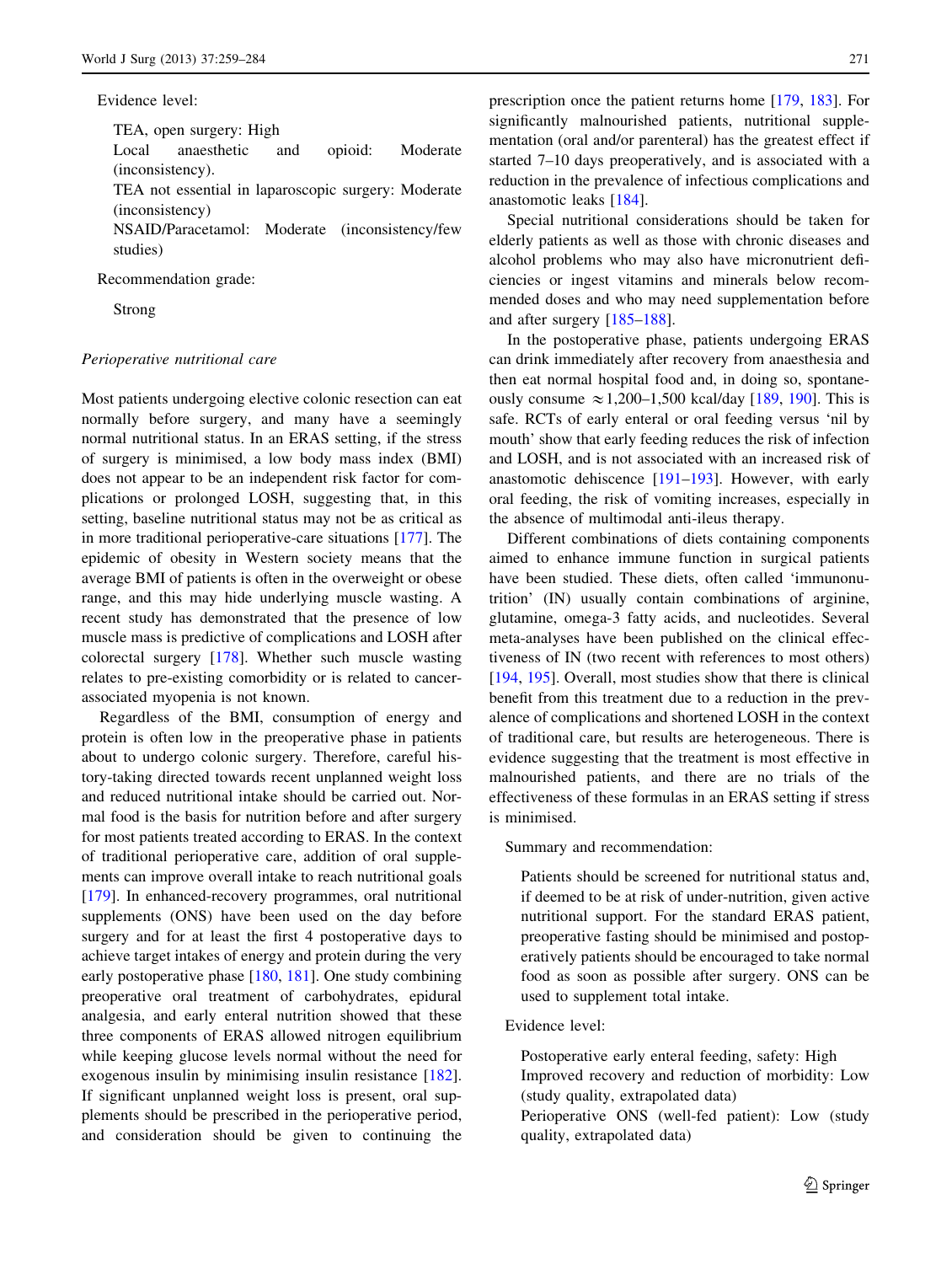Evidence level:

TEA, open surgery: High
Local anaesthetic and opioid: Moderate (inconsistency).
TEA not essential in laparoscopic surgery: Moderate (inconsistency)
NSAID/Paracetamol: Moderate (inconsistency/few studies)

Recommendation grade:

Strong

*Perioperative nutritional care*

Most patients undergoing elective colonic resection can eat normally before surgery, and many have a seemingly normal nutritional status. In an ERAS setting, if the stress of surgery is minimised, a low body mass index (BMI) does not appear to be an independent risk factor for complications or prolonged LOSH, suggesting that, in this setting, baseline nutritional status may not be as critical as in more traditional perioperative-care situations [177]. The epidemic of obesity in Western society means that the average BMI of patients is often in the overweight or obese range, and this may hide underlying muscle wasting. A recent study has demonstrated that the presence of low muscle mass is predictive of complications and LOSH after colorectal surgery [178]. Whether such muscle wasting relates to pre-existing comorbidity or is related to cancer-associated myopenia is not known.

Regardless of the BMI, consumption of energy and protein is often low in the preoperative phase in patients about to undergo colonic surgery. Therefore, careful history-taking directed towards recent unplanned weight loss and reduced nutritional intake should be carried out. Normal food is the basis for nutrition before and after surgery for most patients treated according to ERAS. In the context of traditional perioperative care, addition of oral supplements can improve overall intake to reach nutritional goals [179]. In enhanced-recovery programmes, oral nutritional supplements (ONS) have been used on the day before surgery and for at least the first 4 postoperative days to achieve target intakes of energy and protein during the very early postoperative phase [180, 181]. One study combining preoperative oral treatment of carbohydrates, epidural analgesia, and early enteral nutrition showed that these three components of ERAS allowed nitrogen equilibrium while keeping glucose levels normal without the need for exogenous insulin by minimising insulin resistance [182]. If significant unplanned weight loss is present, oral supplements should be prescribed in the perioperative period, and consideration should be given to continuing the prescription once the patient returns home [179, 183]. For significantly malnourished patients, nutritional supplementation (oral and/or parenteral) has the greatest effect if started 7–10 days preoperatively, and is associated with a reduction in the prevalence of infectious complications and anastomotic leaks [184].

Special nutritional considerations should be taken for elderly patients as well as those with chronic diseases and alcohol problems who may also have micronutrient deficiencies or ingest vitamins and minerals below recommended doses and who may need supplementation before and after surgery [185–188].

In the postoperative phase, patients undergoing ERAS can drink immediately after recovery from anaesthesia and then eat normal hospital food and, in doing so, spontaneously consume $\approx$1,200–1,500 kcal/day [189, 190]. This is safe. RCTs of early enteral or oral feeding versus 'nil by mouth' show that early feeding reduces the risk of infection and LOSH, and is not associated with an increased risk of anastomotic dehiscence [191–193]. However, with early oral feeding, the risk of vomiting increases, especially in the absence of multimodal anti-ileus therapy.

Different combinations of diets containing components aimed to enhance immune function in surgical patients have been studied. These diets, often called 'immunonutrition' (IN) usually contain combinations of arginine, glutamine, omega-3 fatty acids, and nucleotides. Several meta-analyses have been published on the clinical effectiveness of IN (two recent with references to most others) [194, 195]. Overall, most studies show that there is clinical benefit from this treatment due to a reduction in the prevalence of complications and shortened LOSH in the context of traditional care, but results are heterogeneous. There is evidence suggesting that the treatment is most effective in malnourished patients, and there are no trials of the effectiveness of these formulas in an ERAS setting if stress is minimised.

Summary and recommendation:

Patients should be screened for nutritional status and, if deemed to be at risk of under-nutrition, given active nutritional support. For the standard ERAS patient, preoperative fasting should be minimised and postoperatively patients should be encouraged to take normal food as soon as possible after surgery. ONS can be used to supplement total intake.

Evidence level:

Postoperative early enteral feeding, safety: High
Improved recovery and reduction of morbidity: Low (study quality, extrapolated data)
Perioperative ONS (well-fed patient): Low (study quality, extrapolated data)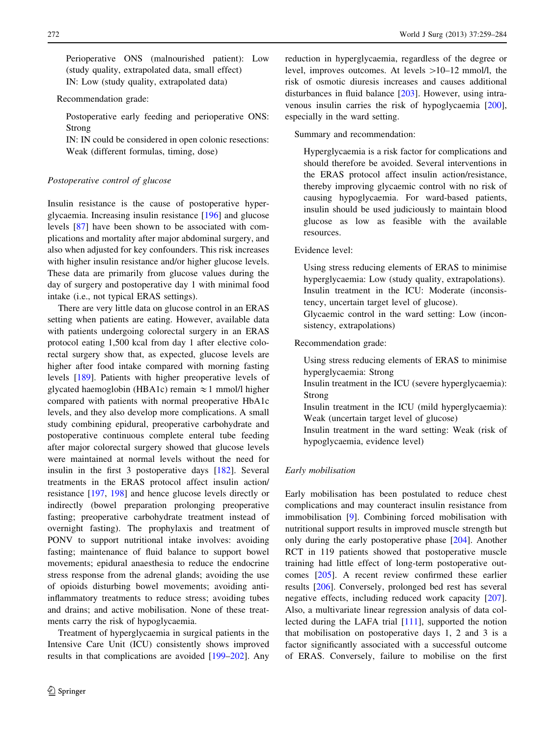Perioperative ONS (malnourished patient): Low (study quality, extrapolated data, small effect)
IN: Low (study quality, extrapolated data)

Recommendation grade:

Postoperative early feeding and perioperative ONS: Strong
IN: IN could be considered in open colonic resections: Weak (different formulas, timing, dose)

*Postoperative control of glucose*

Insulin resistance is the cause of postoperative hyperglycaemia. Increasing insulin resistance [196] and glucose levels [87] have been shown to be associated with complications and mortality after major abdominal surgery, and also when adjusted for key confounders. This risk increases with higher insulin resistance and/or higher glucose levels. These data are primarily from glucose values during the day of surgery and postoperative day 1 with minimal food intake (i.e., not typical ERAS settings).

There are very little data on glucose control in an ERAS setting when patients are eating. However, available data with patients undergoing colorectal surgery in an ERAS protocol eating 1,500 kcal from day 1 after elective colorectal surgery show that, as expected, glucose levels are higher after food intake compared with morning fasting levels [189]. Patients with higher preoperative levels of glycated haemoglobin (HBA1c) remain ≈1 mmol/l higher compared with patients with normal preoperative HbA1c levels, and they also develop more complications. A small study combining epidural, preoperative carbohydrate and postoperative continuous complete enteral tube feeding after major colorectal surgery showed that glucose levels were maintained at normal levels without the need for insulin in the first 3 postoperative days [182]. Several treatments in the ERAS protocol affect insulin action/resistance [197, 198] and hence glucose levels directly or indirectly (bowel preparation prolonging preoperative fasting; preoperative carbohydrate treatment instead of overnight fasting). The prophylaxis and treatment of PONV to support nutritional intake involves: avoiding fasting; maintenance of fluid balance to support bowel movements; epidural anaesthesia to reduce the endocrine stress response from the adrenal glands; avoiding the use of opioids disturbing bowel movements; avoiding anti-inflammatory treatments to reduce stress; avoiding tubes and drains; and active mobilisation. None of these treatments carry the risk of hypoglycaemia.

Treatment of hyperglycaemia in surgical patients in the Intensive Care Unit (ICU) consistently shows improved results in that complications are avoided [199–202]. Any reduction in hyperglycaemia, regardless of the degree or level, improves outcomes. At levels >10–12 mmol/l, the risk of osmotic diuresis increases and causes additional disturbances in fluid balance [203]. However, using intravenous insulin carries the risk of hypoglycaemia [200], especially in the ward setting.

Summary and recommendation:

Hyperglycaemia is a risk factor for complications and should therefore be avoided. Several interventions in the ERAS protocol affect insulin action/resistance, thereby improving glycaemic control with no risk of causing hypoglycaemia. For ward-based patients, insulin should be used judiciously to maintain blood glucose as low as feasible with the available resources.

Evidence level:

Using stress reducing elements of ERAS to minimise hyperglycaemia: Low (study quality, extrapolations).
Insulin treatment in the ICU: Moderate (inconsistency, uncertain target level of glucose).
Glycaemic control in the ward setting: Low (inconsistency, extrapolations)

Recommendation grade:

Using stress reducing elements of ERAS to minimise hyperglycaemia: Strong
Insulin treatment in the ICU (severe hyperglycaemia): Strong
Insulin treatment in the ICU (mild hyperglycaemia): Weak (uncertain target level of glucose)
Insulin treatment in the ward setting: Weak (risk of hypoglycaemia, evidence level)

*Early mobilisation*

Early mobilisation has been postulated to reduce chest complications and may counteract insulin resistance from immobilisation [9]. Combining forced mobilisation with nutritional support results in improved muscle strength but only during the early postoperative phase [204]. Another RCT in 119 patients showed that postoperative muscle training had little effect of long-term postoperative outcomes [205]. A recent review confirmed these earlier results [206]. Conversely, prolonged bed rest has several negative effects, including reduced work capacity [207]. Also, a multivariate linear regression analysis of data collected during the LAFA trial [111], supported the notion that mobilisation on postoperative days 1, 2 and 3 is a factor significantly associated with a successful outcome of ERAS. Conversely, failure to mobilise on the first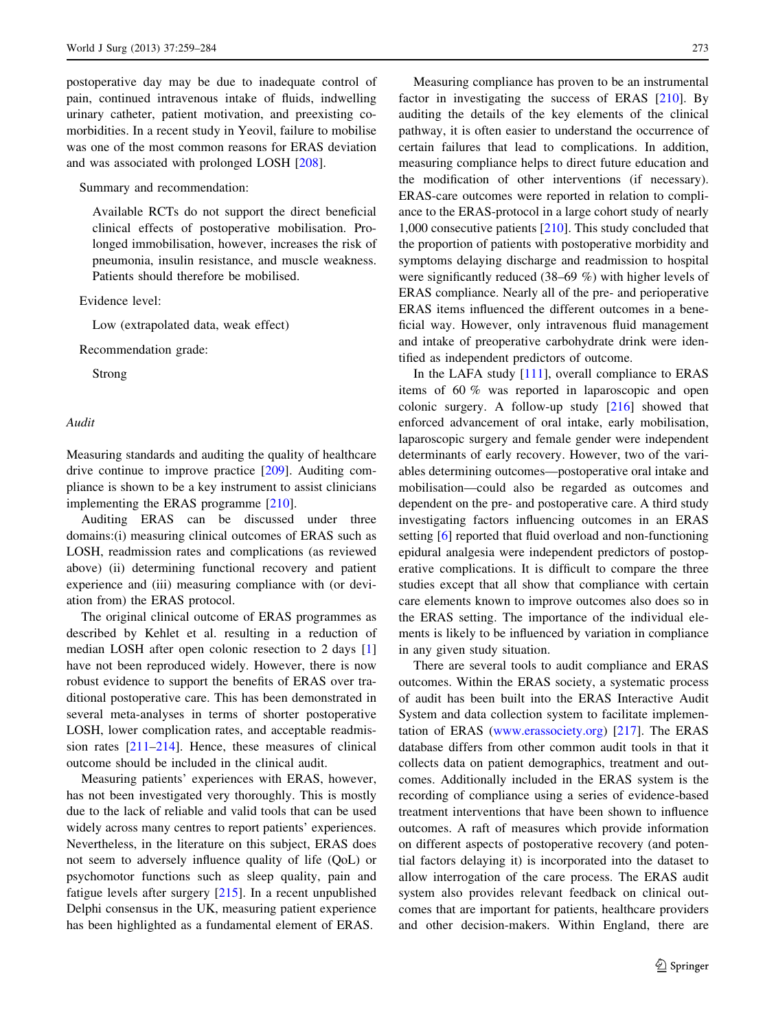postoperative day may be due to inadequate control of pain, continued intravenous intake of fluids, indwelling urinary catheter, patient motivation, and preexisting co-morbidities. In a recent study in Yeovil, failure to mobilise was one of the most common reasons for ERAS deviation and was associated with prolonged LOSH [208].

Summary and recommendation:

> Available RCTs do not support the direct beneficial clinical effects of postoperative mobilisation. Prolonged immobilisation, however, increases the risk of pneumonia, insulin resistance, and muscle weakness. Patients should therefore be mobilised.

Evidence level:

> Low (extrapolated data, weak effect)

Recommendation grade:

> Strong

*Audit*

Measuring standards and auditing the quality of healthcare drive continue to improve practice [209]. Auditing compliance is shown to be a key instrument to assist clinicians implementing the ERAS programme [210].

Auditing ERAS can be discussed under three domains:(i) measuring clinical outcomes of ERAS such as LOSH, readmission rates and complications (as reviewed above) (ii) determining functional recovery and patient experience and (iii) measuring compliance with (or deviation from) the ERAS protocol.

The original clinical outcome of ERAS programmes as described by Kehlet et al. resulting in a reduction of median LOSH after open colonic resection to 2 days [1] have not been reproduced widely. However, there is now robust evidence to support the benefits of ERAS over traditional postoperative care. This has been demonstrated in several meta-analyses in terms of shorter postoperative LOSH, lower complication rates, and acceptable readmission rates [211–214]. Hence, these measures of clinical outcome should be included in the clinical audit.

Measuring patients' experiences with ERAS, however, has not been investigated very thoroughly. This is mostly due to the lack of reliable and valid tools that can be used widely across many centres to report patients' experiences. Nevertheless, in the literature on this subject, ERAS does not seem to adversely influence quality of life (QoL) or psychomotor functions such as sleep quality, pain and fatigue levels after surgery [215]. In a recent unpublished Delphi consensus in the UK, measuring patient experience has been highlighted as a fundamental element of ERAS.

Measuring compliance has proven to be an instrumental factor in investigating the success of ERAS [210]. By auditing the details of the key elements of the clinical pathway, it is often easier to understand the occurrence of certain failures that lead to complications. In addition, measuring compliance helps to direct future education and the modification of other interventions (if necessary). ERAS-care outcomes were reported in relation to compliance to the ERAS-protocol in a large cohort study of nearly 1,000 consecutive patients [210]. This study concluded that the proportion of patients with postoperative morbidity and symptoms delaying discharge and readmission to hospital were significantly reduced (38–69 %) with higher levels of ERAS compliance. Nearly all of the pre- and perioperative ERAS items influenced the different outcomes in a beneficial way. However, only intravenous fluid management and intake of preoperative carbohydrate drink were identified as independent predictors of outcome.

In the LAFA study [111], overall compliance to ERAS items of 60 % was reported in laparoscopic and open colonic surgery. A follow-up study [216] showed that enforced advancement of oral intake, early mobilisation, laparoscopic surgery and female gender were independent determinants of early recovery. However, two of the variables determining outcomes—postoperative oral intake and mobilisation—could also be regarded as outcomes and dependent on the pre- and postoperative care. A third study investigating factors influencing outcomes in an ERAS setting [6] reported that fluid overload and non-functioning epidural analgesia were independent predictors of postoperative complications. It is difficult to compare the three studies except that all show that compliance with certain care elements known to improve outcomes also does so in the ERAS setting. The importance of the individual elements is likely to be influenced by variation in compliance in any given study situation.

There are several tools to audit compliance and ERAS outcomes. Within the ERAS society, a systematic process of audit has been built into the ERAS Interactive Audit System and data collection system to facilitate implementation of ERAS (www.erassociety.org) [217]. The ERAS database differs from other common audit tools in that it collects data on patient demographics, treatment and outcomes. Additionally included in the ERAS system is the recording of compliance using a series of evidence-based treatment interventions that have been shown to influence outcomes. A raft of measures which provide information on different aspects of postoperative recovery (and potential factors delaying it) is incorporated into the dataset to allow interrogation of the care process. The ERAS audit system also provides relevant feedback on clinical outcomes that are important for patients, healthcare providers and other decision-makers. Within England, there are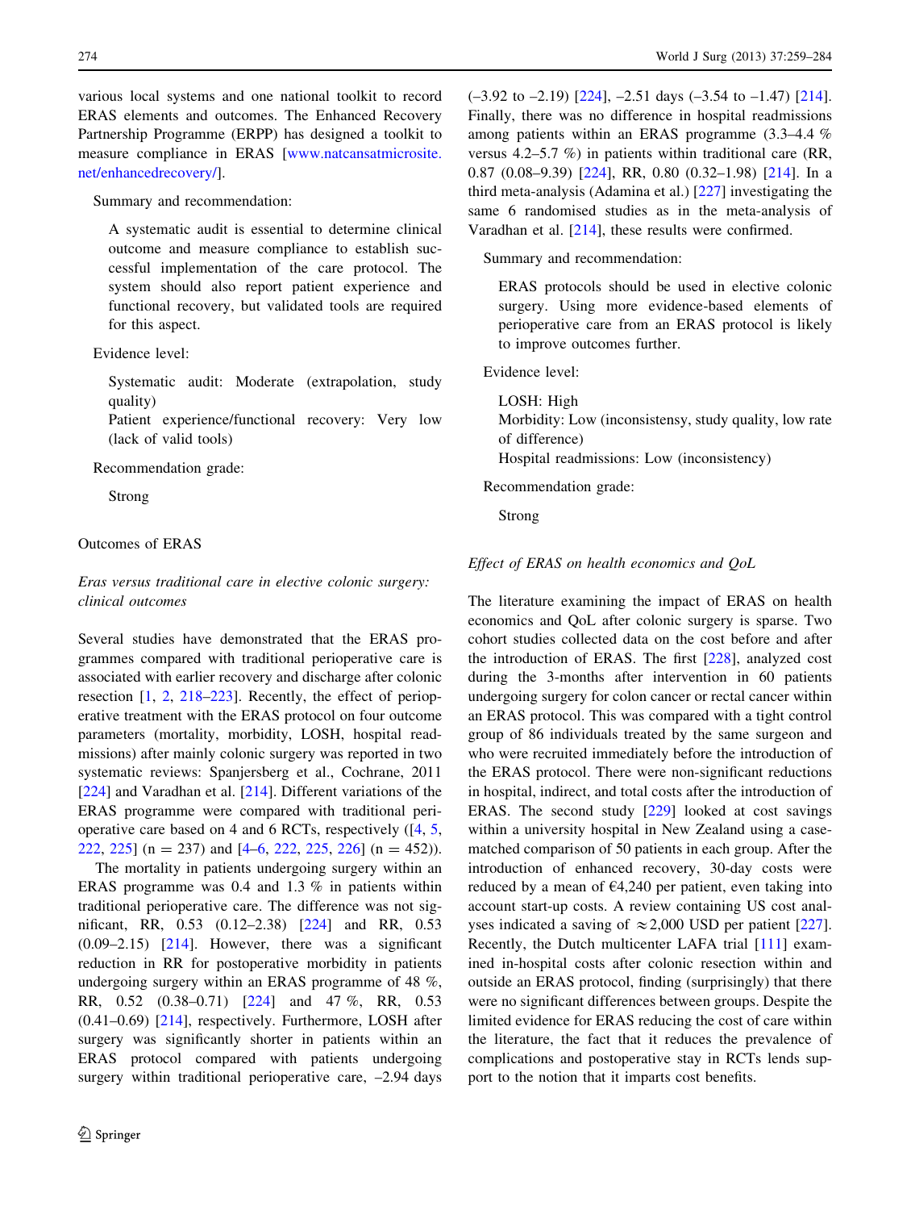various local systems and one national toolkit to record ERAS elements and outcomes. The Enhanced Recovery Partnership Programme (ERPP) has designed a toolkit to measure compliance in ERAS [www.natcansatmicrosite.net/enhancedrecovery/].

Summary and recommendation:

> A systematic audit is essential to determine clinical outcome and measure compliance to establish successful implementation of the care protocol. The system should also report patient experience and functional recovery, but validated tools are required for this aspect.

Evidence level:

> Systematic audit: Moderate (extrapolation, study quality)
> Patient experience/functional recovery: Very low (lack of valid tools)

Recommendation grade:

> Strong

Outcomes of ERAS

*Eras versus traditional care in elective colonic surgery: clinical outcomes*

Several studies have demonstrated that the ERAS programmes compared with traditional perioperative care is associated with earlier recovery and discharge after colonic resection [1, 2, 218–223]. Recently, the effect of perioperative treatment with the ERAS protocol on four outcome parameters (mortality, morbidity, LOSH, hospital readmissions) after mainly colonic surgery was reported in two systematic reviews: Spanjersberg et al., Cochrane, 2011 [224] and Varadhan et al. [214]. Different variations of the ERAS programme were compared with traditional perioperative care based on 4 and 6 RCTs, respectively ([4, 5, 222, 225] (n = 237) and [4–6, 222, 225, 226] (n = 452)).

The mortality in patients undergoing surgery within an ERAS programme was 0.4 and 1.3 % in patients within traditional perioperative care. The difference was not significant, RR, 0.53 (0.12–2.38) [224] and RR, 0.53 (0.09–2.15) [214]. However, there was a significant reduction in RR for postoperative morbidity in patients undergoing surgery within an ERAS programme of 48 %, RR, 0.52 (0.38–0.71) [224] and 47 %, RR, 0.53 (0.41–0.69) [214], respectively. Furthermore, LOSH after surgery was significantly shorter in patients within an ERAS protocol compared with patients undergoing surgery within traditional perioperative care, –2.94 days (–3.92 to –2.19) [224], –2.51 days (–3.54 to –1.47) [214]. Finally, there was no difference in hospital readmissions among patients within an ERAS programme (3.3–4.4 % versus 4.2–5.7 %) in patients within traditional care (RR, 0.87 (0.08–9.39) [224], RR, 0.80 (0.32–1.98) [214]. In a third meta-analysis (Adamina et al.) [227] investigating the same 6 randomised studies as in the meta-analysis of Varadhan et al. [214], these results were confirmed.

Summary and recommendation:

> ERAS protocols should be used in elective colonic surgery. Using more evidence-based elements of perioperative care from an ERAS protocol is likely to improve outcomes further.

Evidence level:

> LOSH: High
> Morbidity: Low (inconsistensy, study quality, low rate of difference)
> Hospital readmissions: Low (inconsistency)

Recommendation grade:

> Strong

*Effect of ERAS on health economics and QoL*

The literature examining the impact of ERAS on health economics and QoL after colonic surgery is sparse. Two cohort studies collected data on the cost before and after the introduction of ERAS. The first [228], analyzed cost during the 3-months after intervention in 60 patients undergoing surgery for colon cancer or rectal cancer within an ERAS protocol. This was compared with a tight control group of 86 individuals treated by the same surgeon and who were recruited immediately before the introduction of the ERAS protocol. There were non-significant reductions in hospital, indirect, and total costs after the introduction of ERAS. The second study [229] looked at cost savings within a university hospital in New Zealand using a case-matched comparison of 50 patients in each group. After the introduction of enhanced recovery, 30-day costs were reduced by a mean of €4,240 per patient, even taking into account start-up costs. A review containing US cost analyses indicated a saving of ≈2,000 USD per patient [227]. Recently, the Dutch multicenter LAFA trial [111] examined in-hospital costs after colonic resection within and outside an ERAS protocol, finding (surprisingly) that there were no significant differences between groups. Despite the limited evidence for ERAS reducing the cost of care within the literature, the fact that it reduces the prevalence of complications and postoperative stay in RCTs lends support to the notion that it imparts cost benefits.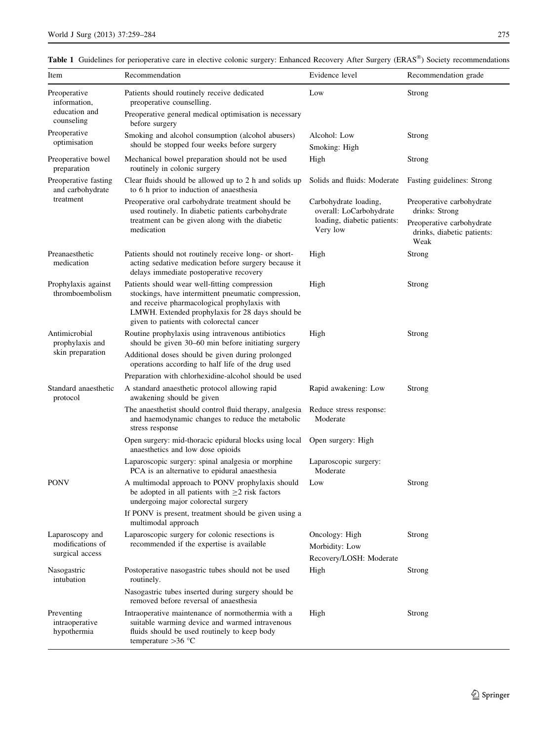**Table 1** Guidelines for perioperative care in elective colonic surgery: Enhanced Recovery After Surgery (ERAS®) Society recommendations

| Item | Recommendation | Evidence level | Recommendation grade |
|---|---|---|---|
| Preoperative information, education and counseling | Patients should routinely receive dedicated preoperative counselling. | Low | Strong |
| | Preoperative general medical optimisation is necessary before surgery | | |
| Preoperative optimisation | Smoking and alcohol consumption (alcohol abusers) should be stopped four weeks before surgery | Alcohol: Low<br>Smoking: High | Strong |
| Preoperative bowel preparation | Mechanical bowel preparation should not be used routinely in colonic surgery | High | Strong |
| Preoperative fasting and carbohydrate treatment | Clear fluids should be allowed up to 2 h and solids up to 6 h prior to induction of anaesthesia | Solids and fluids: Moderate | Fasting guidelines: Strong |
| | Preoperative oral carbohydrate treatment should be used routinely. In diabetic patients carbohydrate treatment can be given along with the diabetic medication | Carbohydrate loading, overall: LoCarbohydrate loading, diabetic patients: Very low | Preoperative carbohydrate drinks: Strong<br>Preoperative carbohydrate drinks, diabetic patients: Weak |
| Preanaesthetic medication | Patients should not routinely receive long- or short-acting sedative medication before surgery because it delays immediate postoperative recovery | High | Strong |
| Prophylaxis against thromboembolism | Patients should wear well-fitting compression stockings, have intermittent pneumatic compression, and receive pharmacological prophylaxis with LMWH. Extended prophylaxis for 28 days should be given to patients with colorectal cancer | High | Strong |
| Antimicrobial prophylaxis and skin preparation | Routine prophylaxis using intravenous antibiotics should be given 30–60 min before initiating surgery | High | Strong |
| | Additional doses should be given during prolonged operations according to half life of the drug used | | |
| | Preparation with chlorhexidine-alcohol should be used | | |
| Standard anaesthetic protocol | A standard anaesthetic protocol allowing rapid awakening should be given | Rapid awakening: Low | Strong |
| | The anaesthetist should control fluid therapy, analgesia and haemodynamic changes to reduce the metabolic stress response | Reduce stress response: Moderate | |
| | Open surgery: mid-thoracic epidural blocks using local anaesthetics and low dose opioids | Open surgery: High | |
| | Laparoscopic surgery: spinal analgesia or morphine PCA is an alternative to epidural anaesthesia | Laparoscopic surgery: Moderate | |
| PONV | A multimodal approach to PONV prophylaxis should be adopted in all patients with $\geq$2 risk factors undergoing major colorectal surgery | Low | Strong |
| | If PONV is present, treatment should be given using a multimodal approach | | |
| Laparoscopy and modifications of surgical access | Laparoscopic surgery for colonic resections is recommended if the expertise is available | Oncology: High<br>Morbidity: Low<br>Recovery/LOSH: Moderate | Strong |
| Nasogastric intubation | Postoperative nasogastric tubes should not be used routinely. | High | Strong |
| | Nasogastric tubes inserted during surgery should be removed before reversal of anaesthesia | | |
| Preventing intraoperative hypothermia | Intraoperative maintenance of normothermia with a suitable warming device and warmed intravenous fluids should be used routinely to keep body temperature >36 °C | High | Strong |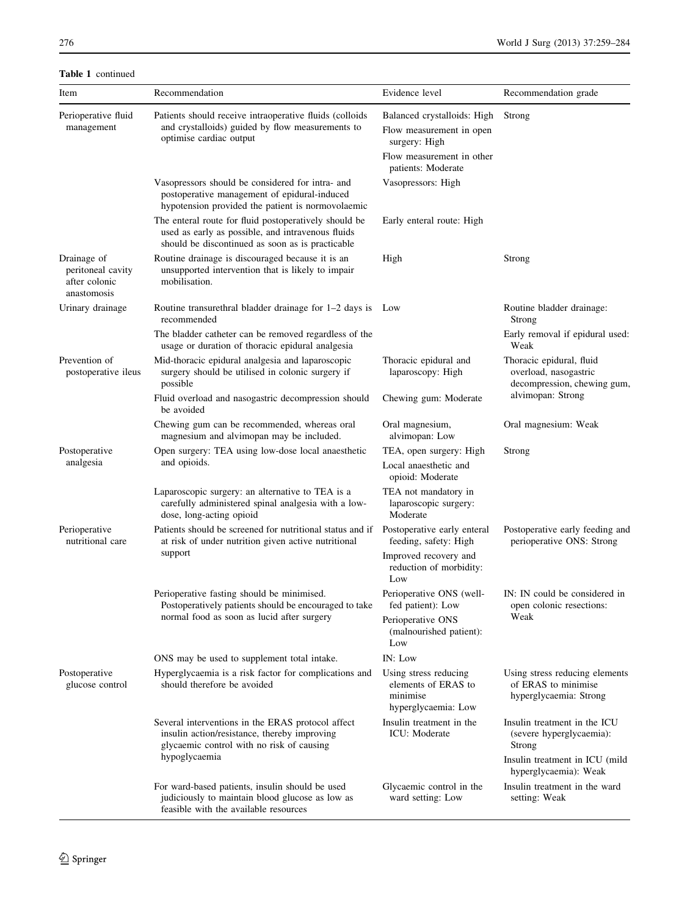**Table 1** continued

| Item | Recommendation | Evidence level | Recommendation grade |
|---|---|---|---|
| Perioperative fluid management | Patients should receive intraoperative fluids (colloids and crystalloids) guided by flow measurements to optimise cardiac output | Balanced crystalloids: High<br>Flow measurement in open surgery: High<br>Flow measurement in other patients: Moderate | Strong |
| | Vasopressors should be considered for intra- and postoperative management of epidural-induced hypotension provided the patient is normovolaemic | Vasopressors: High | |
| | The enteral route for fluid postoperatively should be used as early as possible, and intravenous fluids should be discontinued as soon as is practicable | Early enteral route: High | |
| Drainage of peritoneal cavity after colonic anastomosis | Routine drainage is discouraged because it is an unsupported intervention that is likely to impair mobilisation. | High | Strong |
| Urinary drainage | Routine transurethral bladder drainage for 1–2 days is recommended | Low | Routine bladder drainage: Strong |
| | The bladder catheter can be removed regardless of the usage or duration of thoracic epidural analgesia | | Early removal if epidural used: Weak |
| Prevention of postoperative ileus | Mid-thoracic epidural analgesia and laparoscopic surgery should be utilised in colonic surgery if possible | Thoracic epidural and laparoscopy: High | Thoracic epidural, fluid overload, nasogastric decompression, chewing gum, alvimopan: Strong |
| | Fluid overload and nasogastric decompression should be avoided | Chewing gum: Moderate | |
| | Chewing gum can be recommended, whereas oral magnesium and alvimopan may be included. | Oral magnesium, alvimopan: Low | Oral magnesium: Weak |
| Postoperative analgesia | Open surgery: TEA using low-dose local anaesthetic and opioids. | TEA, open surgery: High<br>Local anaesthetic and opioid: Moderate | Strong |
| | Laparoscopic surgery: an alternative to TEA is a carefully administered spinal analgesia with a low-dose, long-acting opioid | TEA not mandatory in laparoscopic surgery: Moderate | |
| Perioperative nutritional care | Patients should be screened for nutritional status and if at risk of under nutrition given active nutritional support | Postoperative early enteral feeding, safety: High<br>Improved recovery and reduction of morbidity: Low | Postoperative early feeding and perioperative ONS: Strong |
| | Perioperative fasting should be minimised. Postoperatively patients should be encouraged to take normal food as soon as lucid after surgery | Perioperative ONS (well-fed patient): Low<br>Perioperative ONS (malnourished patient): Low | IN: IN could be considered in open colonic resections: Weak |
| | ONS may be used to supplement total intake. | IN: Low | |
| Postoperative glucose control | Hyperglycaemia is a risk factor for complications and should therefore be avoided | Using stress reducing elements of ERAS to minimise hyperglycaemia: Low | Using stress reducing elements of ERAS to minimise hyperglycaemia: Strong |
| | Several interventions in the ERAS protocol affect insulin action/resistance, thereby improving glycaemic control with no risk of causing hypoglycaemia | Insulin treatment in the ICU: Moderate | Insulin treatment in the ICU (severe hyperglycaemia): Strong<br>Insulin treatment in ICU (mild hyperglycaemia): Weak |
| | For ward-based patients, insulin should be used judiciously to maintain blood glucose as low as feasible with the available resources | Glycaemic control in the ward setting: Low | Insulin treatment in the ward setting: Weak |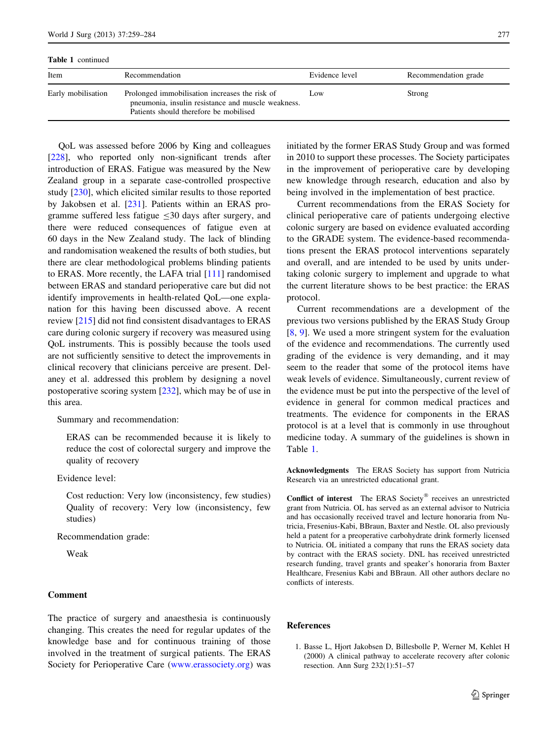**Table 1** continued

| Item | Recommendation | Evidence level | Recommendation grade |
|---|---|---|---|
| Early mobilisation | Prolonged immobilisation increases the risk of pneumonia, insulin resistance and muscle weakness. Patients should therefore be mobilised | Low | Strong |

QoL was assessed before 2006 by King and colleagues [228], who reported only non-significant trends after introduction of ERAS. Fatigue was measured by the New Zealand group in a separate case-controlled prospective study [230], which elicited similar results to those reported by Jakobsen et al. [231]. Patients within an ERAS programme suffered less fatigue ≤30 days after surgery, and there were reduced consequences of fatigue even at 60 days in the New Zealand study. The lack of blinding and randomisation weakened the results of both studies, but there are clear methodological problems blinding patients to ERAS. More recently, the LAFA trial [111] randomised between ERAS and standard perioperative care but did not identify improvements in health-related QoL—one explanation for this having been discussed above. A recent review [215] did not find consistent disadvantages to ERAS care during colonic surgery if recovery was measured using QoL instruments. This is possibly because the tools used are not sufficiently sensitive to detect the improvements in clinical recovery that clinicians perceive are present. Delaney et al. addressed this problem by designing a novel postoperative scoring system [232], which may be of use in this area.

Summary and recommendation:

ERAS can be recommended because it is likely to reduce the cost of colorectal surgery and improve the quality of recovery

Evidence level:

Cost reduction: Very low (inconsistency, few studies)
Quality of recovery: Very low (inconsistency, few studies)

Recommendation grade:

Weak

## Comment

The practice of surgery and anaesthesia is continuously changing. This creates the need for regular updates of the knowledge base and for continuous training of those involved in the treatment of surgical patients. The ERAS Society for Perioperative Care (www.erassociety.org) was initiated by the former ERAS Study Group and was formed in 2010 to support these processes. The Society participates in the improvement of perioperative care by developing new knowledge through research, education and also by being involved in the implementation of best practice.

Current recommendations from the ERAS Society for clinical perioperative care of patients undergoing elective colonic surgery are based on evidence evaluated according to the GRADE system. The evidence-based recommendations present the ERAS protocol interventions separately and overall, and are intended to be used by units undertaking colonic surgery to implement and upgrade to what the current literature shows to be best practice: the ERAS protocol.

Current recommendations are a development of the previous two versions published by the ERAS Study Group [8, 9]. We used a more stringent system for the evaluation of the evidence and recommendations. The currently used grading of the evidence is very demanding, and it may seem to the reader that some of the protocol items have weak levels of evidence. Simultaneously, current review of the evidence must be put into the perspective of the level of evidence in general for common medical practices and treatments. The evidence for components in the ERAS protocol is at a level that is commonly in use throughout medicine today. A summary of the guidelines is shown in Table 1.

**Acknowledgments** The ERAS Society has support from Nutricia Research via an unrestricted educational grant.

**Conflict of interest** The ERAS Society® receives an unrestricted grant from Nutricia. OL has served as an external advisor to Nutricia and has occasionally received travel and lecture honoraria from Nutricia, Fresenius-Kabi, BBraun, Baxter and Nestle. OL also previously held a patent for a preoperative carbohydrate drink formerly licensed to Nutricia. OL initiated a company that runs the ERAS society data by contract with the ERAS society. DNL has received unrestricted research funding, travel grants and speaker's honoraria from Baxter Healthcare, Fresenius Kabi and BBraun. All other authors declare no conflicts of interests.

## References

1. Basse L, Hjort Jakobsen D, Billesbolle P, Werner M, Kehlet H (2000) A clinical pathway to accelerate recovery after colonic resection. Ann Surg 232(1):51–57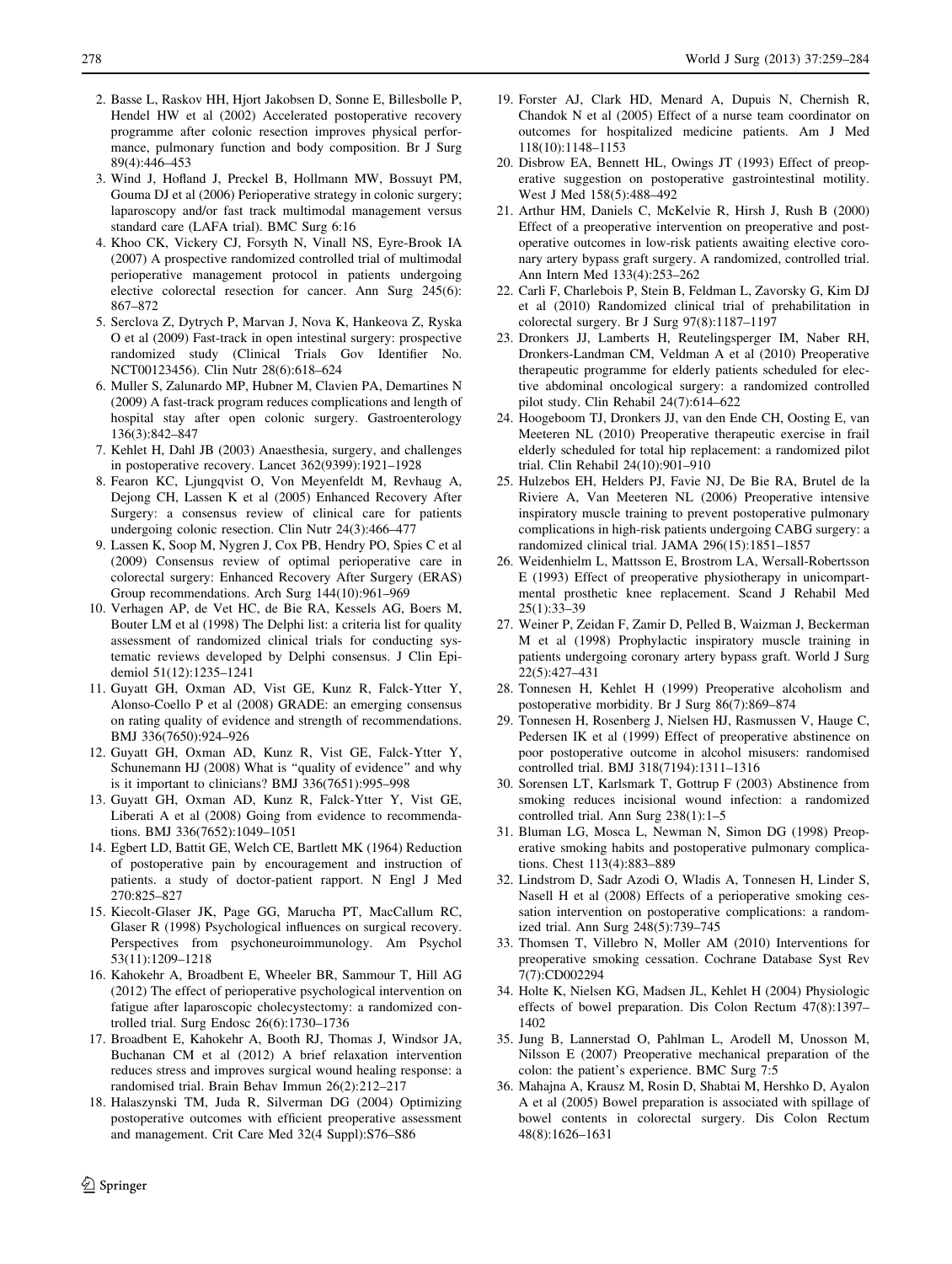2. Basse L, Raskov HH, Hjort Jakobsen D, Sonne E, Billesbolle P, Hendel HW et al (2002) Accelerated postoperative recovery programme after colonic resection improves physical performance, pulmonary function and body composition. Br J Surg 89(4):446–453
3. Wind J, Hofland J, Preckel B, Hollmann MW, Bossuyt PM, Gouma DJ et al (2006) Perioperative strategy in colonic surgery; laparoscopy and/or fast track multimodal management versus standard care (LAFA trial). BMC Surg 6:16
4. Khoo CK, Vickery CJ, Forsyth N, Vinall NS, Eyre-Brook IA (2007) A prospective randomized controlled trial of multimodal perioperative management protocol in patients undergoing elective colorectal resection for cancer. Ann Surg 245(6): 867–872
5. Serclova Z, Dytrych P, Marvan J, Nova K, Hankeova Z, Ryska O et al (2009) Fast-track in open intestinal surgery: prospective randomized study (Clinical Trials Gov Identifier No. NCT00123456). Clin Nutr 28(6):618–624
6. Muller S, Zalunardo MP, Hubner M, Clavien PA, Demartines N (2009) A fast-track program reduces complications and length of hospital stay after open colonic surgery. Gastroenterology 136(3):842–847
7. Kehlet H, Dahl JB (2003) Anaesthesia, surgery, and challenges in postoperative recovery. Lancet 362(9399):1921–1928
8. Fearon KC, Ljungqvist O, Von Meyenfeldt M, Revhaug A, Dejong CH, Lassen K et al (2005) Enhanced Recovery After Surgery: a consensus review of clinical care for patients undergoing colonic resection. Clin Nutr 24(3):466–477
9. Lassen K, Soop M, Nygren J, Cox PB, Hendry PO, Spies C et al (2009) Consensus review of optimal perioperative care in colorectal surgery: Enhanced Recovery After Surgery (ERAS) Group recommendations. Arch Surg 144(10):961–969
10. Verhagen AP, de Vet HC, de Bie RA, Kessels AG, Boers M, Bouter LM et al (1998) The Delphi list: a criteria list for quality assessment of randomized clinical trials for conducting systematic reviews developed by Delphi consensus. J Clin Epidemiol 51(12):1235–1241
11. Guyatt GH, Oxman AD, Vist GE, Kunz R, Falck-Ytter Y, Alonso-Coello P et al (2008) GRADE: an emerging consensus on rating quality of evidence and strength of recommendations. BMJ 336(7650):924–926
12. Guyatt GH, Oxman AD, Kunz R, Vist GE, Falck-Ytter Y, Schunemann HJ (2008) What is "quality of evidence" and why is it important to clinicians? BMJ 336(7651):995–998
13. Guyatt GH, Oxman AD, Kunz R, Falck-Ytter Y, Vist GE, Liberati A et al (2008) Going from evidence to recommendations. BMJ 336(7652):1049–1051
14. Egbert LD, Battit GE, Welch CE, Bartlett MK (1964) Reduction of postoperative pain by encouragement and instruction of patients. a study of doctor-patient rapport. N Engl J Med 270:825–827
15. Kiecolt-Glaser JK, Page GG, Marucha PT, MacCallum RC, Glaser R (1998) Psychological influences on surgical recovery. Perspectives from psychoneuroimmunology. Am Psychol 53(11):1209–1218
16. Kahokehr A, Broadbent E, Wheeler BR, Sammour T, Hill AG (2012) The effect of perioperative psychological intervention on fatigue after laparoscopic cholecystectomy: a randomized controlled trial. Surg Endosc 26(6):1730–1736
17. Broadbent E, Kahokehr A, Booth RJ, Thomas J, Windsor JA, Buchanan CM et al (2012) A brief relaxation intervention reduces stress and improves surgical wound healing response: a randomised trial. Brain Behav Immun 26(2):212–217
18. Halaszynski TM, Juda R, Silverman DG (2004) Optimizing postoperative outcomes with efficient preoperative assessment and management. Crit Care Med 32(4 Suppl):S76–S86
19. Forster AJ, Clark HD, Menard A, Dupuis N, Chernish R, Chandok N et al (2005) Effect of a nurse team coordinator on outcomes for hospitalized medicine patients. Am J Med 118(10):1148–1153
20. Disbrow EA, Bennett HL, Owings JT (1993) Effect of preoperative suggestion on postoperative gastrointestinal motility. West J Med 158(5):488–492
21. Arthur HM, Daniels C, McKelvie R, Hirsh J, Rush B (2000) Effect of a preoperative intervention on preoperative and postoperative outcomes in low-risk patients awaiting elective coronary artery bypass graft surgery. A randomized, controlled trial. Ann Intern Med 133(4):253–262
22. Carli F, Charlebois P, Stein B, Feldman L, Zavorsky G, Kim DJ et al (2010) Randomized clinical trial of prehabilitation in colorectal surgery. Br J Surg 97(8):1187–1197
23. Dronkers JJ, Lamberts H, Reutelingsperger IM, Naber RH, Dronkers-Landman CM, Veldman A et al (2010) Preoperative therapeutic programme for elderly patients scheduled for elective abdominal oncological surgery: a randomized controlled pilot study. Clin Rehabil 24(7):614–622
24. Hoogeboom TJ, Dronkers JJ, van den Ende CH, Oosting E, van Meeteren NL (2010) Preoperative therapeutic exercise in frail elderly scheduled for total hip replacement: a randomized pilot trial. Clin Rehabil 24(10):901–910
25. Hulzebos EH, Helders PJ, Favie NJ, De Bie RA, Brutel de la Riviere A, Van Meeteren NL (2006) Preoperative intensive inspiratory muscle training to prevent postoperative pulmonary complications in high-risk patients undergoing CABG surgery: a randomized clinical trial. JAMA 296(15):1851–1857
26. Weidenhielm L, Mattsson E, Brostrom LA, Wersall-Robertsson E (1993) Effect of preoperative physiotherapy in unicompartmental prosthetic knee replacement. Scand J Rehabil Med 25(1):33–39
27. Weiner P, Zeidan F, Zamir D, Pelled B, Waizman J, Beckerman M et al (1998) Prophylactic inspiratory muscle training in patients undergoing coronary artery bypass graft. World J Surg 22(5):427–431
28. Tonnesen H, Kehlet H (1999) Preoperative alcoholism and postoperative morbidity. Br J Surg 86(7):869–874
29. Tonnesen H, Rosenberg J, Nielsen HJ, Rasmussen V, Hauge C, Pedersen IK et al (1999) Effect of preoperative abstinence on poor postoperative outcome in alcohol misusers: randomised controlled trial. BMJ 318(7194):1311–1316
30. Sorensen LT, Karlsmark T, Gottrup F (2003) Abstinence from smoking reduces incisional wound infection: a randomized controlled trial. Ann Surg 238(1):1–5
31. Bluman LG, Mosca L, Newman N, Simon DG (1998) Preoperative smoking habits and postoperative pulmonary complications. Chest 113(4):883–889
32. Lindstrom D, Sadr Azodi O, Wladis A, Tonnesen H, Linder S, Nasell H et al (2008) Effects of a perioperative smoking cessation intervention on postoperative complications: a randomized trial. Ann Surg 248(5):739–745
33. Thomsen T, Villebro N, Moller AM (2010) Interventions for preoperative smoking cessation. Cochrane Database Syst Rev 7(7):CD002294
34. Holte K, Nielsen KG, Madsen JL, Kehlet H (2004) Physiologic effects of bowel preparation. Dis Colon Rectum 47(8):1397–1402
35. Jung B, Lannerstad O, Pahlman L, Arodell M, Unosson M, Nilsson E (2007) Preoperative mechanical preparation of the colon: the patient's experience. BMC Surg 7:5
36. Mahajna A, Krausz M, Rosin D, Shabtai M, Hershko D, Ayalon A et al (2005) Bowel preparation is associated with spillage of bowel contents in colorectal surgery. Dis Colon Rectum 48(8):1626–1631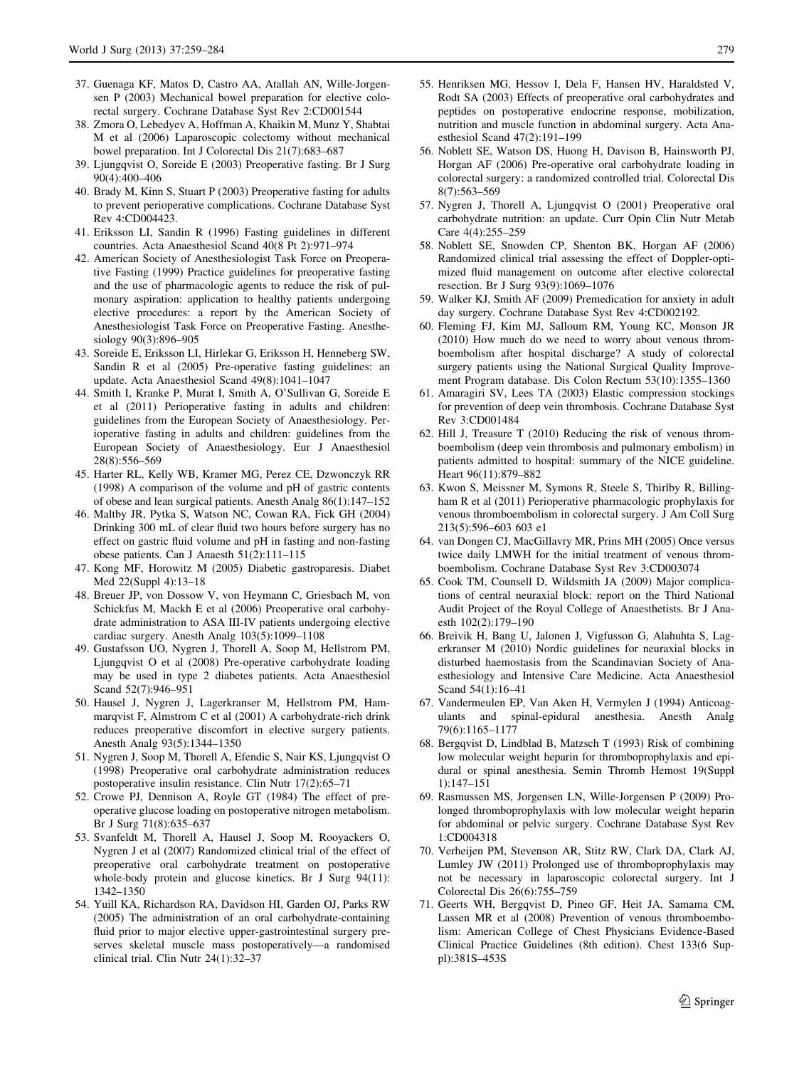37. Guenaga KF, Matos D, Castro AA, Atallah AN, Wille-Jorgensen P (2003) Mechanical bowel preparation for elective colorectal surgery. Cochrane Database Syst Rev 2:CD001544
38. Zmora O, Lebedyev A, Hoffman A, Khaikin M, Munz Y, Shabtai M et al (2006) Laparoscopic colectomy without mechanical bowel preparation. Int J Colorectal Dis 21(7):683–687
39. Ljungqvist O, Soreide E (2003) Preoperative fasting. Br J Surg 90(4):400–406
40. Brady M, Kinn S, Stuart P (2003) Preoperative fasting for adults to prevent perioperative complications. Cochrane Database Syst Rev 4:CD004423.
41. Eriksson LI, Sandin R (1996) Fasting guidelines in different countries. Acta Anaesthesiol Scand 40(8 Pt 2):971–974
42. American Society of Anesthesiologist Task Force on Preoperative Fasting (1999) Practice guidelines for preoperative fasting and the use of pharmacologic agents to reduce the risk of pulmonary aspiration: application to healthy patients undergoing elective procedures: a report by the American Society of Anesthesiologist Task Force on Preoperative Fasting. Anesthesiology 90(3):896–905
43. Soreide E, Eriksson LI, Hirlekar G, Eriksson H, Henneberg SW, Sandin R et al (2005) Pre-operative fasting guidelines: an update. Acta Anaesthesiol Scand 49(8):1041–1047
44. Smith I, Kranke P, Murat I, Smith A, O'Sullivan G, Soreide E et al (2011) Perioperative fasting in adults and children: guidelines from the European Society of Anaesthesiology. Perioperative fasting in adults and children: guidelines from the European Society of Anaesthesiology. Eur J Anaesthesiol 28(8):556–569
45. Harter RL, Kelly WB, Kramer MG, Perez CE, Dzwonczyk RR (1998) A comparison of the volume and pH of gastric contents of obese and lean surgical patients. Anesth Analg 86(1):147–152
46. Maltby JR, Pytka S, Watson NC, Cowan RA, Fick GH (2004) Drinking 300 mL of clear fluid two hours before surgery has no effect on gastric fluid volume and pH in fasting and non-fasting obese patients. Can J Anaesth 51(2):111–115
47. Kong MF, Horowitz M (2005) Diabetic gastroparesis. Diabet Med 22(Suppl 4):13–18
48. Breuer JP, von Dossow V, von Heymann C, Griesbach M, von Schickfus M, Mackh E et al (2006) Preoperative oral carbohydrate administration to ASA III-IV patients undergoing elective cardiac surgery. Anesth Analg 103(5):1099–1108
49. Gustafsson UO, Nygren J, Thorell A, Soop M, Hellstrom PM, Ljungqvist O et al (2008) Pre-operative carbohydrate loading may be used in type 2 diabetes patients. Acta Anaesthesiol Scand 52(7):946–951
50. Hausel J, Nygren J, Lagerkranser M, Hellstrom PM, Hammarqvist F, Almstrom C et al (2001) A carbohydrate-rich drink reduces preoperative discomfort in elective surgery patients. Anesth Analg 93(5):1344–1350
51. Nygren J, Soop M, Thorell A, Efendic S, Nair KS, Ljungqvist O (1998) Preoperative oral carbohydrate administration reduces postoperative insulin resistance. Clin Nutr 17(2):65–71
52. Crowe PJ, Dennison A, Royle GT (1984) The effect of preoperative glucose loading on postoperative nitrogen metabolism. Br J Surg 71(8):635–637
53. Svanfeldt M, Thorell A, Hausel J, Soop M, Rooyackers O, Nygren J et al (2007) Randomized clinical trial of the effect of preoperative oral carbohydrate treatment on postoperative whole-body protein and glucose kinetics. Br J Surg 94(11): 1342–1350
54. Yuill KA, Richardson RA, Davidson HI, Garden OJ, Parks RW (2005) The administration of an oral carbohydrate-containing fluid prior to major elective upper-gastrointestinal surgery preserves skeletal muscle mass postoperatively—a randomised clinical trial. Clin Nutr 24(1):32–37
55. Henriksen MG, Hessov I, Dela F, Hansen HV, Haraldsted V, Rodt SA (2003) Effects of preoperative oral carbohydrates and peptides on postoperative endocrine response, mobilization, nutrition and muscle function in abdominal surgery. Acta Anaesthesiol Scand 47(2):191–199
56. Noblett SE, Watson DS, Huong H, Davison B, Hainsworth PJ, Horgan AF (2006) Pre-operative oral carbohydrate loading in colorectal surgery: a randomized controlled trial. Colorectal Dis 8(7):563–569
57. Nygren J, Thorell A, Ljungqvist O (2001) Preoperative oral carbohydrate nutrition: an update. Curr Opin Clin Nutr Metab Care 4(4):255–259
58. Noblett SE, Snowden CP, Shenton BK, Horgan AF (2006) Randomized clinical trial assessing the effect of Doppler-optimized fluid management on outcome after elective colorectal resection. Br J Surg 93(9):1069–1076
59. Walker KJ, Smith AF (2009) Premedication for anxiety in adult day surgery. Cochrane Database Syst Rev 4:CD002192.
60. Fleming FJ, Kim MJ, Salloum RM, Young KC, Monson JR (2010) How much do we need to worry about venous thromboembolism after hospital discharge? A study of colorectal surgery patients using the National Surgical Quality Improvement Program database. Dis Colon Rectum 53(10):1355–1360
61. Amaragiri SV, Lees TA (2003) Elastic compression stockings for prevention of deep vein thrombosis. Cochrane Database Syst Rev 3:CD001484
62. Hill J, Treasure T (2010) Reducing the risk of venous thromboembolism (deep vein thrombosis and pulmonary embolism) in patients admitted to hospital: summary of the NICE guideline. Heart 96(11):879–882
63. Kwon S, Meissner M, Symons R, Steele S, Thirlby R, Billingham R et al (2011) Perioperative pharmacologic prophylaxis for venous thromboembolism in colorectal surgery. J Am Coll Surg 213(5):596–603 603 e1
64. van Dongen CJ, MacGillavry MR, Prins MH (2005) Once versus twice daily LMWH for the initial treatment of venous thromboembolism. Cochrane Database Syst Rev 3:CD003074
65. Cook TM, Counsell D, Wildsmith JA (2009) Major complications of central neuraxial block: report on the Third National Audit Project of the Royal College of Anaesthetists. Br J Anaesth 102(2):179–190
66. Breivik H, Bang U, Jalonen J, Vigfusson G, Alahuhta S, Lagerkranser M (2010) Nordic guidelines for neuraxial blocks in disturbed haemostasis from the Scandinavian Society of Anaesthesiology and Intensive Care Medicine. Acta Anaesthesiol Scand 54(1):16–41
67. Vandermeulen EP, Van Aken H, Vermylen J (1994) Anticoagulants and spinal-epidural anesthesia. Anesth Analg 79(6):1165–1177
68. Bergqvist D, Lindblad B, Matzsch T (1993) Risk of combining low molecular weight heparin for thromboprophylaxis and epidural or spinal anesthesia. Semin Thromb Hemost 19(Suppl 1):147–151
69. Rasmussen MS, Jorgensen LN, Wille-Jorgensen P (2009) Prolonged thromboprophylaxis with low molecular weight heparin for abdominal or pelvic surgery. Cochrane Database Syst Rev 1:CD004318
70. Verheijen PM, Stevenson AR, Stitz RW, Clark DA, Clark AJ, Lumley JW (2011) Prolonged use of thromboprophylaxis may not be necessary in laparoscopic colorectal surgery. Int J Colorectal Dis 26(6):755–759
71. Geerts WH, Bergqvist D, Pineo GF, Heit JA, Samama CM, Lassen MR et al (2008) Prevention of venous thromboembolism: American College of Chest Physicians Evidence-Based Clinical Practice Guidelines (8th edition). Chest 133(6 Suppl):381S–453S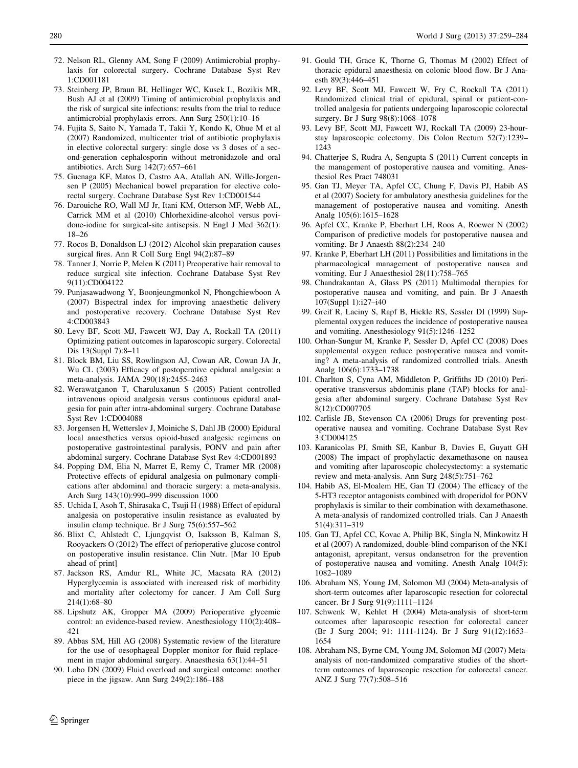72. Nelson RL, Glenny AM, Song F (2009) Antimicrobial prophylaxis for colorectal surgery. Cochrane Database Syst Rev 1:CD001181
73. Steinberg JP, Braun BI, Hellinger WC, Kusek L, Bozikis MR, Bush AJ et al (2009) Timing of antimicrobial prophylaxis and the risk of surgical site infections: results from the trial to reduce antimicrobial prophylaxis errors. Ann Surg 250(1):10–16
74. Fujita S, Saito N, Yamada T, Takii Y, Kondo K, Ohue M et al (2007) Randomized, multicenter trial of antibiotic prophylaxis in elective colorectal surgery: single dose vs 3 doses of a second-generation cephalosporin without metronidazole and oral antibiotics. Arch Surg 142(7):657–661
75. Guenaga KF, Matos D, Castro AA, Atallah AN, Wille-Jorgensen P (2005) Mechanical bowel preparation for elective colorectal surgery. Cochrane Database Syst Rev 1:CD001544
76. Darouiche RO, Wall MJ Jr, Itani KM, Otterson MF, Webb AL, Carrick MM et al (2010) Chlorhexidine-alcohol versus povidone-iodine for surgical-site antisepsis. N Engl J Med 362(1): 18–26
77. Rocos B, Donaldson LJ (2012) Alcohol skin preparation causes surgical fires. Ann R Coll Surg Engl 94(2):87–89
78. Tanner J, Norrie P, Melen K (2011) Preoperative hair removal to reduce surgical site infection. Cochrane Database Syst Rev 9(11):CD004122
79. Punjasawadwong Y, Boonjeungmonkol N, Phongchiewboon A (2007) Bispectral index for improving anaesthetic delivery and postoperative recovery. Cochrane Database Syst Rev 4:CD003843
80. Levy BF, Scott MJ, Fawcett WJ, Day A, Rockall TA (2011) Optimizing patient outcomes in laparoscopic surgery. Colorectal Dis 13(Suppl 7):8–11
81. Block BM, Liu SS, Rowlingson AJ, Cowan AR, Cowan JA Jr, Wu CL (2003) Efficacy of postoperative epidural analgesia: a meta-analysis. JAMA 290(18):2455–2463
82. Werawatganon T, Charuluxanun S (2005) Patient controlled intravenous opioid analgesia versus continuous epidural analgesia for pain after intra-abdominal surgery. Cochrane Database Syst Rev 1:CD004088
83. Jorgensen H, Wetterslev J, Moiniche S, Dahl JB (2000) Epidural local anaesthetics versus opioid-based analgesic regimens on postoperative gastrointestinal paralysis, PONV and pain after abdominal surgery. Cochrane Database Syst Rev 4:CD001893
84. Popping DM, Elia N, Marret E, Remy C, Tramer MR (2008) Protective effects of epidural analgesia on pulmonary complications after abdominal and thoracic surgery: a meta-analysis. Arch Surg 143(10):990–999 discussion 1000
85. Uchida I, Asoh T, Shirasaka C, Tsuji H (1988) Effect of epidural analgesia on postoperative insulin resistance as evaluated by insulin clamp technique. Br J Surg 75(6):557–562
86. Blixt C, Ahlstedt C, Ljungqvist O, Isaksson B, Kalman S, Rooyackers O (2012) The effect of perioperative glucose control on postoperative insulin resistance. Clin Nutr. [Mar 10 Epub ahead of print]
87. Jackson RS, Amdur RL, White JC, Macsata RA (2012) Hyperglycemia is associated with increased risk of morbidity and mortality after colectomy for cancer. J Am Coll Surg 214(1):68–80
88. Lipshutz AK, Gropper MA (2009) Perioperative glycemic control: an evidence-based review. Anesthesiology 110(2):408–421
89. Abbas SM, Hill AG (2008) Systematic review of the literature for the use of oesophageal Doppler monitor for fluid replacement in major abdominal surgery. Anaesthesia 63(1):44–51
90. Lobo DN (2009) Fluid overload and surgical outcome: another piece in the jigsaw. Ann Surg 249(2):186–188
91. Gould TH, Grace K, Thorne G, Thomas M (2002) Effect of thoracic epidural anaesthesia on colonic blood flow. Br J Anaesth 89(3):446–451
92. Levy BF, Scott MJ, Fawcett W, Fry C, Rockall TA (2011) Randomized clinical trial of epidural, spinal or patient-controlled analgesia for patients undergoing laparoscopic colorectal surgery. Br J Surg 98(8):1068–1078
93. Levy BF, Scott MJ, Fawcett WJ, Rockall TA (2009) 23-hour-stay laparoscopic colectomy. Dis Colon Rectum 52(7):1239–1243
94. Chatterjee S, Rudra A, Sengupta S (2011) Current concepts in the management of postoperative nausea and vomiting. Anesthesiol Res Pract 748031
95. Gan TJ, Meyer TA, Apfel CC, Chung F, Davis PJ, Habib AS et al (2007) Society for ambulatory anesthesia guidelines for the management of postoperative nausea and vomiting. Anesth Analg 105(6):1615–1628
96. Apfel CC, Kranke P, Eberhart LH, Roos A, Roewer N (2002) Comparison of predictive models for postoperative nausea and vomiting. Br J Anaesth 88(2):234–240
97. Kranke P, Eberhart LH (2011) Possibilities and limitations in the pharmacological management of postoperative nausea and vomiting. Eur J Anaesthesiol 28(11):758–765
98. Chandrakantan A, Glass PS (2011) Multimodal therapies for postoperative nausea and vomiting, and pain. Br J Anaesth 107(Suppl 1):i27–i40
99. Greif R, Laciny S, Rapf B, Hickle RS, Sessler DI (1999) Supplemental oxygen reduces the incidence of postoperative nausea and vomiting. Anesthesiology 91(5):1246–1252
100. Orhan-Sungur M, Kranke P, Sessler D, Apfel CC (2008) Does supplemental oxygen reduce postoperative nausea and vomiting? A meta-analysis of randomized controlled trials. Anesth Analg 106(6):1733–1738
101. Charlton S, Cyna AM, Middleton P, Griffiths JD (2010) Perioperative transversus abdominis plane (TAP) blocks for analgesia after abdominal surgery. Cochrane Database Syst Rev 8(12):CD007705
102. Carlisle JB, Stevenson CA (2006) Drugs for preventing postoperative nausea and vomiting. Cochrane Database Syst Rev 3:CD004125
103. Karanicolas PJ, Smith SE, Kanbur B, Davies E, Guyatt GH (2008) The impact of prophylactic dexamethasone on nausea and vomiting after laparoscopic cholecystectomy: a systematic review and meta-analysis. Ann Surg 248(5):751–762
104. Habib AS, El-Moalem HE, Gan TJ (2004) The efficacy of the 5-HT3 receptor antagonists combined with droperidol for PONV prophylaxis is similar to their combination with dexamethasone. A meta-analysis of randomized controlled trials. Can J Anaesth 51(4):311–319
105. Gan TJ, Apfel CC, Kovac A, Philip BK, Singla N, Minkowitz H et al (2007) A randomized, double-blind comparison of the NK1 antagonist, aprepitant, versus ondansetron for the prevention of postoperative nausea and vomiting. Anesth Analg 104(5): 1082–1089
106. Abraham NS, Young JM, Solomon MJ (2004) Meta-analysis of short-term outcomes after laparoscopic resection for colorectal cancer. Br J Surg 91(9):1111–1124
107. Schwenk W, Kehlet H (2004) Meta-analysis of short-term outcomes after laparoscopic resection for colorectal cancer (Br J Surg 2004; 91: 1111-1124). Br J Surg 91(12):1653–1654
108. Abraham NS, Byrne CM, Young JM, Solomon MJ (2007) Meta-analysis of non-randomized comparative studies of the short-term outcomes of laparoscopic resection for colorectal cancer. ANZ J Surg 77(7):508–516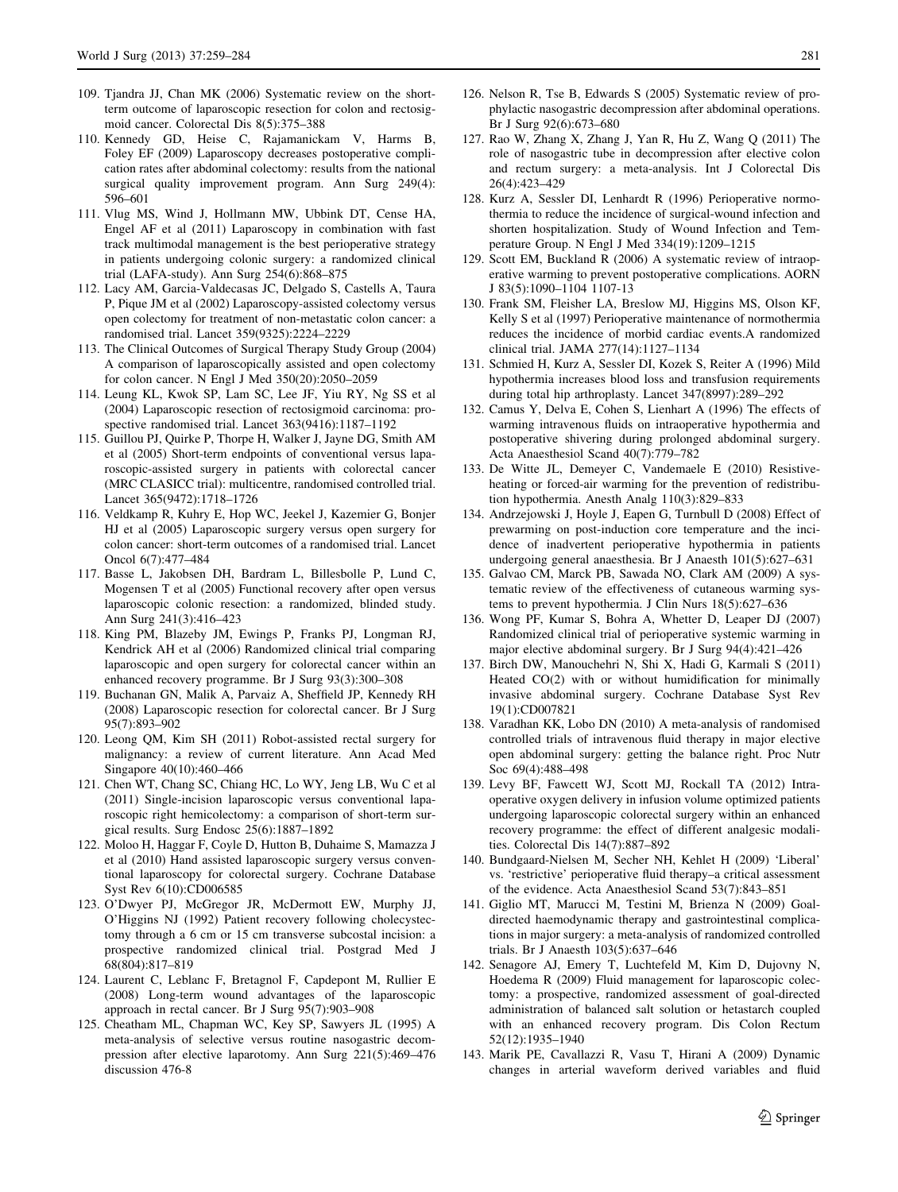109. Tjandra JJ, Chan MK (2006) Systematic review on the short-term outcome of laparoscopic resection for colon and rectosigmoid cancer. Colorectal Dis 8(5):375–388
110. Kennedy GD, Heise C, Rajamanickam V, Harms B, Foley EF (2009) Laparoscopy decreases postoperative complication rates after abdominal colectomy: results from the national surgical quality improvement program. Ann Surg 249(4): 596–601
111. Vlug MS, Wind J, Hollmann MW, Ubbink DT, Cense HA, Engel AF et al (2011) Laparoscopy in combination with fast track multimodal management is the best perioperative strategy in patients undergoing colonic surgery: a randomized clinical trial (LAFA-study). Ann Surg 254(6):868–875
112. Lacy AM, Garcia-Valdecasas JC, Delgado S, Castells A, Taura P, Pique JM et al (2002) Laparoscopy-assisted colectomy versus open colectomy for treatment of non-metastatic colon cancer: a randomised trial. Lancet 359(9325):2224–2229
113. The Clinical Outcomes of Surgical Therapy Study Group (2004) A comparison of laparoscopically assisted and open colectomy for colon cancer. N Engl J Med 350(20):2050–2059
114. Leung KL, Kwok SP, Lam SC, Lee JF, Yiu RY, Ng SS et al (2004) Laparoscopic resection of rectosigmoid carcinoma: prospective randomised trial. Lancet 363(9416):1187–1192
115. Guillou PJ, Quirke P, Thorpe H, Walker J, Jayne DG, Smith AM et al (2005) Short-term endpoints of conventional versus laparoscopic-assisted surgery in patients with colorectal cancer (MRC CLASICC trial): multicentre, randomised controlled trial. Lancet 365(9472):1718–1726
116. Veldkamp R, Kuhry E, Hop WC, Jeekel J, Kazemier G, Bonjer HJ et al (2005) Laparoscopic surgery versus open surgery for colon cancer: short-term outcomes of a randomised trial. Lancet Oncol 6(7):477–484
117. Basse L, Jakobsen DH, Bardram L, Billesbolle P, Lund C, Mogensen T et al (2005) Functional recovery after open versus laparoscopic colonic resection: a randomized, blinded study. Ann Surg 241(3):416–423
118. King PM, Blazeby JM, Ewings P, Franks PJ, Longman RJ, Kendrick AH et al (2006) Randomized clinical trial comparing laparoscopic and open surgery for colorectal cancer within an enhanced recovery programme. Br J Surg 93(3):300–308
119. Buchanan GN, Malik A, Parvaiz A, Sheffield JP, Kennedy RH (2008) Laparoscopic resection for colorectal cancer. Br J Surg 95(7):893–902
120. Leong QM, Kim SH (2011) Robot-assisted rectal surgery for malignancy: a review of current literature. Ann Acad Med Singapore 40(10):460–466
121. Chen WT, Chang SC, Chiang HC, Lo WY, Jeng LB, Wu C et al (2011) Single-incision laparoscopic versus conventional laparoscopic right hemicolectomy: a comparison of short-term surgical results. Surg Endosc 25(6):1887–1892
122. Moloo H, Haggar F, Coyle D, Hutton B, Duhaime S, Mamazza J et al (2010) Hand assisted laparoscopic surgery versus conventional laparoscopy for colorectal surgery. Cochrane Database Syst Rev 6(10):CD006585
123. O'Dwyer PJ, McGregor JR, McDermott EW, Murphy JJ, O'Higgins NJ (1992) Patient recovery following cholecystectomy through a 6 cm or 15 cm transverse subcostal incision: a prospective randomized clinical trial. Postgrad Med J 68(804):817–819
124. Laurent C, Leblanc F, Bretagnol F, Capdepont M, Rullier E (2008) Long-term wound advantages of the laparoscopic approach in rectal cancer. Br J Surg 95(7):903–908
125. Cheatham ML, Chapman WC, Key SP, Sawyers JL (1995) A meta-analysis of selective versus routine nasogastric decompression after elective laparotomy. Ann Surg 221(5):469–476 discussion 476-8
126. Nelson R, Tse B, Edwards S (2005) Systematic review of prophylactic nasogastric decompression after abdominal operations. Br J Surg 92(6):673–680
127. Rao W, Zhang X, Zhang J, Yan R, Hu Z, Wang Q (2011) The role of nasogastric tube in decompression after elective colon and rectum surgery: a meta-analysis. Int J Colorectal Dis 26(4):423–429
128. Kurz A, Sessler DI, Lenhardt R (1996) Perioperative normothermia to reduce the incidence of surgical-wound infection and shorten hospitalization. Study of Wound Infection and Temperature Group. N Engl J Med 334(19):1209–1215
129. Scott EM, Buckland R (2006) A systematic review of intraoperative warming to prevent postoperative complications. AORN J 83(5):1090–1104 1107-13
130. Frank SM, Fleisher LA, Breslow MJ, Higgins MS, Olson KF, Kelly S et al (1997) Perioperative maintenance of normothermia reduces the incidence of morbid cardiac events.A randomized clinical trial. JAMA 277(14):1127–1134
131. Schmied H, Kurz A, Sessler DI, Kozek S, Reiter A (1996) Mild hypothermia increases blood loss and transfusion requirements during total hip arthroplasty. Lancet 347(8997):289–292
132. Camus Y, Delva E, Cohen S, Lienhart A (1996) The effects of warming intravenous fluids on intraoperative hypothermia and postoperative shivering during prolonged abdominal surgery. Acta Anaesthesiol Scand 40(7):779–782
133. De Witte JL, Demeyer C, Vandemaele E (2010) Resistive-heating or forced-air warming for the prevention of redistribution hypothermia. Anesth Analg 110(3):829–833
134. Andrzejowski J, Hoyle J, Eapen G, Turnbull D (2008) Effect of prewarming on post-induction core temperature and the incidence of inadvertent perioperative hypothermia in patients undergoing general anaesthesia. Br J Anaesth 101(5):627–631
135. Galvao CM, Marck PB, Sawada NO, Clark AM (2009) A systematic review of the effectiveness of cutaneous warming systems to prevent hypothermia. J Clin Nurs 18(5):627–636
136. Wong PF, Kumar S, Bohra A, Whetter D, Leaper DJ (2007) Randomized clinical trial of perioperative systemic warming in major elective abdominal surgery. Br J Surg 94(4):421–426
137. Birch DW, Manouchehri N, Shi X, Hadi G, Karmali S (2011) Heated CO(2) with or without humidification for minimally invasive abdominal surgery. Cochrane Database Syst Rev 19(1):CD007821
138. Varadhan KK, Lobo DN (2010) A meta-analysis of randomised controlled trials of intravenous fluid therapy in major elective open abdominal surgery: getting the balance right. Proc Nutr Soc 69(4):488–498
139. Levy BF, Fawcett WJ, Scott MJ, Rockall TA (2012) Intra-operative oxygen delivery in infusion volume optimized patients undergoing laparoscopic colorectal surgery within an enhanced recovery programme: the effect of different analgesic modalities. Colorectal Dis 14(7):887–892
140. Bundgaard-Nielsen M, Secher NH, Kehlet H (2009) 'Liberal' vs. 'restrictive' perioperative fluid therapy–a critical assessment of the evidence. Acta Anaesthesiol Scand 53(7):843–851
141. Giglio MT, Marucci M, Testini M, Brienza N (2009) Goal-directed haemodynamic therapy and gastrointestinal complications in major surgery: a meta-analysis of randomized controlled trials. Br J Anaesth 103(5):637–646
142. Senagore AJ, Emery T, Luchtefeld M, Kim D, Dujovny N, Hoedema R (2009) Fluid management for laparoscopic colectomy: a prospective, randomized assessment of goal-directed administration of balanced salt solution or hetastarch coupled with an enhanced recovery program. Dis Colon Rectum 52(12):1935–1940
143. Marik PE, Cavallazzi R, Vasu T, Hirani A (2009) Dynamic changes in arterial waveform derived variables and fluid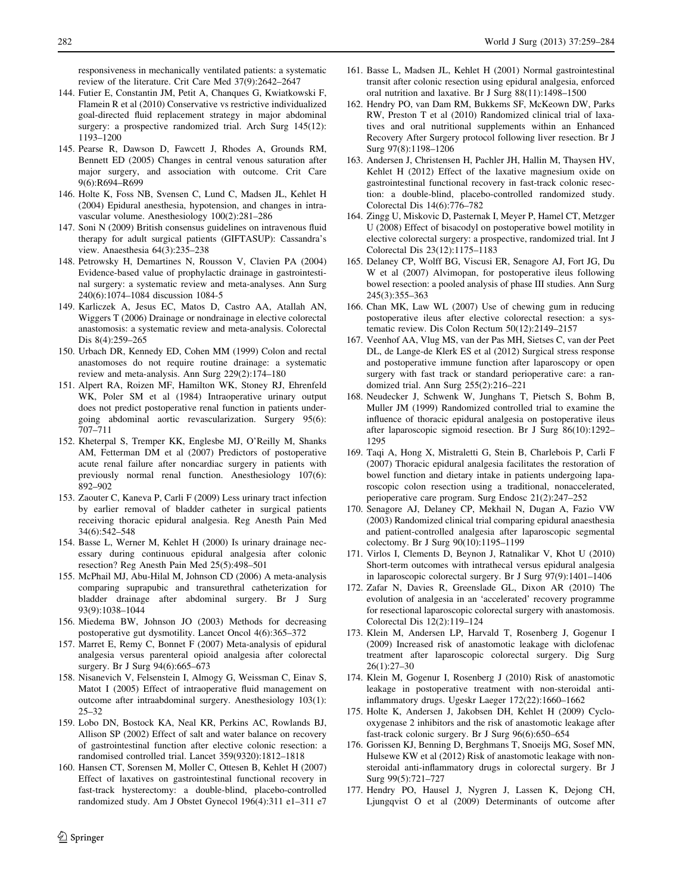responsiveness in mechanically ventilated patients: a systematic review of the literature. Crit Care Med 37(9):2642–2647

144. Futier E, Constantin JM, Petit A, Chanques G, Kwiatkowski F, Flamein R et al (2010) Conservative vs restrictive individualized goal-directed fluid replacement strategy in major abdominal surgery: a prospective randomized trial. Arch Surg 145(12): 1193–1200
145. Pearse R, Dawson D, Fawcett J, Rhodes A, Grounds RM, Bennett ED (2005) Changes in central venous saturation after major surgery, and association with outcome. Crit Care 9(6):R694–R699
146. Holte K, Foss NB, Svensen C, Lund C, Madsen JL, Kehlet H (2004) Epidural anesthesia, hypotension, and changes in intravascular volume. Anesthesiology 100(2):281–286
147. Soni N (2009) British consensus guidelines on intravenous fluid therapy for adult surgical patients (GIFTASUP): Cassandra's view. Anaesthesia 64(3):235–238
148. Petrowsky H, Demartines N, Rousson V, Clavien PA (2004) Evidence-based value of prophylactic drainage in gastrointestinal surgery: a systematic review and meta-analyses. Ann Surg 240(6):1074–1084 discussion 1084-5
149. Karliczek A, Jesus EC, Matos D, Castro AA, Atallah AN, Wiggers T (2006) Drainage or nondrainage in elective colorectal anastomosis: a systematic review and meta-analysis. Colorectal Dis 8(4):259–265
150. Urbach DR, Kennedy ED, Cohen MM (1999) Colon and rectal anastomoses do not require routine drainage: a systematic review and meta-analysis. Ann Surg 229(2):174–180
151. Alpert RA, Roizen MF, Hamilton WK, Stoney RJ, Ehrenfeld WK, Poler SM et al (1984) Intraoperative urinary output does not predict postoperative renal function in patients undergoing abdominal aortic revascularization. Surgery 95(6): 707–711
152. Kheterpal S, Tremper KK, Englesbe MJ, O'Reilly M, Shanks AM, Fetterman DM et al (2007) Predictors of postoperative acute renal failure after noncardiac surgery in patients with previously normal renal function. Anesthesiology 107(6): 892–902
153. Zaouter C, Kaneva P, Carli F (2009) Less urinary tract infection by earlier removal of bladder catheter in surgical patients receiving thoracic epidural analgesia. Reg Anesth Pain Med 34(6):542–548
154. Basse L, Werner M, Kehlet H (2000) Is urinary drainage necessary during continuous epidural analgesia after colonic resection? Reg Anesth Pain Med 25(5):498–501
155. McPhail MJ, Abu-Hilal M, Johnson CD (2006) A meta-analysis comparing suprapubic and transurethral catheterization for bladder drainage after abdominal surgery. Br J Surg 93(9):1038–1044
156. Miedema BW, Johnson JO (2003) Methods for decreasing postoperative gut dysmotility. Lancet Oncol 4(6):365–372
157. Marret E, Remy C, Bonnet F (2007) Meta-analysis of epidural analgesia versus parenteral opioid analgesia after colorectal surgery. Br J Surg 94(6):665–673
158. Nisanevich V, Felsenstein I, Almogy G, Weissman C, Einav S, Matot I (2005) Effect of intraoperative fluid management on outcome after intraabdominal surgery. Anesthesiology 103(1): 25–32
159. Lobo DN, Bostock KA, Neal KR, Perkins AC, Rowlands BJ, Allison SP (2002) Effect of salt and water balance on recovery of gastrointestinal function after elective colonic resection: a randomised controlled trial. Lancet 359(9320):1812–1818
160. Hansen CT, Sorensen M, Moller C, Ottesen B, Kehlet H (2007) Effect of laxatives on gastrointestinal functional recovery in fast-track hysterectomy: a double-blind, placebo-controlled randomized study. Am J Obstet Gynecol 196(4):311 e1–311 e7
161. Basse L, Madsen JL, Kehlet H (2001) Normal gastrointestinal transit after colonic resection using epidural analgesia, enforced oral nutrition and laxative. Br J Surg 88(11):1498–1500
162. Hendry PO, van Dam RM, Bukkems SF, McKeown DW, Parks RW, Preston T et al (2010) Randomized clinical trial of laxatives and oral nutritional supplements within an Enhanced Recovery After Surgery protocol following liver resection. Br J Surg 97(8):1198–1206
163. Andersen J, Christensen H, Pachler JH, Hallin M, Thaysen HV, Kehlet H (2012) Effect of the laxative magnesium oxide on gastrointestinal functional recovery in fast-track colonic resection: a double-blind, placebo-controlled randomized study. Colorectal Dis 14(6):776–782
164. Zingg U, Miskovic D, Pasternak I, Meyer P, Hamel CT, Metzger U (2008) Effect of bisacodyl on postoperative bowel motility in elective colorectal surgery: a prospective, randomized trial. Int J Colorectal Dis 23(12):1175–1183
165. Delaney CP, Wolff BG, Viscusi ER, Senagore AJ, Fort JG, Du W et al (2007) Alvimopan, for postoperative ileus following bowel resection: a pooled analysis of phase III studies. Ann Surg 245(3):355–363
166. Chan MK, Law WL (2007) Use of chewing gum in reducing postoperative ileus after elective colorectal resection: a systematic review. Dis Colon Rectum 50(12):2149–2157
167. Veenhof AA, Vlug MS, van der Pas MH, Sietses C, van der Peet DL, de Lange-de Klerk ES et al (2012) Surgical stress response and postoperative immune function after laparoscopy or open surgery with fast track or standard perioperative care: a randomized trial. Ann Surg 255(2):216–221
168. Neudecker J, Schwenk W, Junghans T, Pietsch S, Bohm B, Muller JM (1999) Randomized controlled trial to examine the influence of thoracic epidural analgesia on postoperative ileus after laparoscopic sigmoid resection. Br J Surg 86(10):1292–1295
169. Taqi A, Hong X, Mistraletti G, Stein B, Charlebois P, Carli F (2007) Thoracic epidural analgesia facilitates the restoration of bowel function and dietary intake in patients undergoing laparoscopic colon resection using a traditional, nonaccelerated, perioperative care program. Surg Endosc 21(2):247–252
170. Senagore AJ, Delaney CP, Mekhail N, Dugan A, Fazio VW (2003) Randomized clinical trial comparing epidural anaesthesia and patient-controlled analgesia after laparoscopic segmental colectomy. Br J Surg 90(10):1195–1199
171. Virlos I, Clements D, Beynon J, Ratnalikar V, Khot U (2010) Short-term outcomes with intrathecal versus epidural analgesia in laparoscopic colorectal surgery. Br J Surg 97(9):1401–1406
172. Zafar N, Davies R, Greenslade GL, Dixon AR (2010) The evolution of analgesia in an 'accelerated' recovery programme for resectional laparoscopic colorectal surgery with anastomosis. Colorectal Dis 12(2):119–124
173. Klein M, Andersen LP, Harvald T, Rosenberg J, Gogenur I (2009) Increased risk of anastomotic leakage with diclofenac treatment after laparoscopic colorectal surgery. Dig Surg 26(1):27–30
174. Klein M, Gogenur I, Rosenberg J (2010) Risk of anastomotic leakage in postoperative treatment with non-steroidal anti-inflammatory drugs. Ugeskr Laeger 172(22):1660–1662
175. Holte K, Andersen J, Jakobsen DH, Kehlet H (2009) Cyclo-oxygenase 2 inhibitors and the risk of anastomotic leakage after fast-track colonic surgery. Br J Surg 96(6):650–654
176. Gorissen KJ, Benning D, Berghmans T, Snoeijs MG, Sosef MN, Hulsewe KW et al (2012) Risk of anastomotic leakage with non-steroidal anti-inflammatory drugs in colorectal surgery. Br J Surg 99(5):721–727
177. Hendry PO, Hausel J, Nygren J, Lassen K, Dejong CH, Ljungqvist O et al (2009) Determinants of outcome after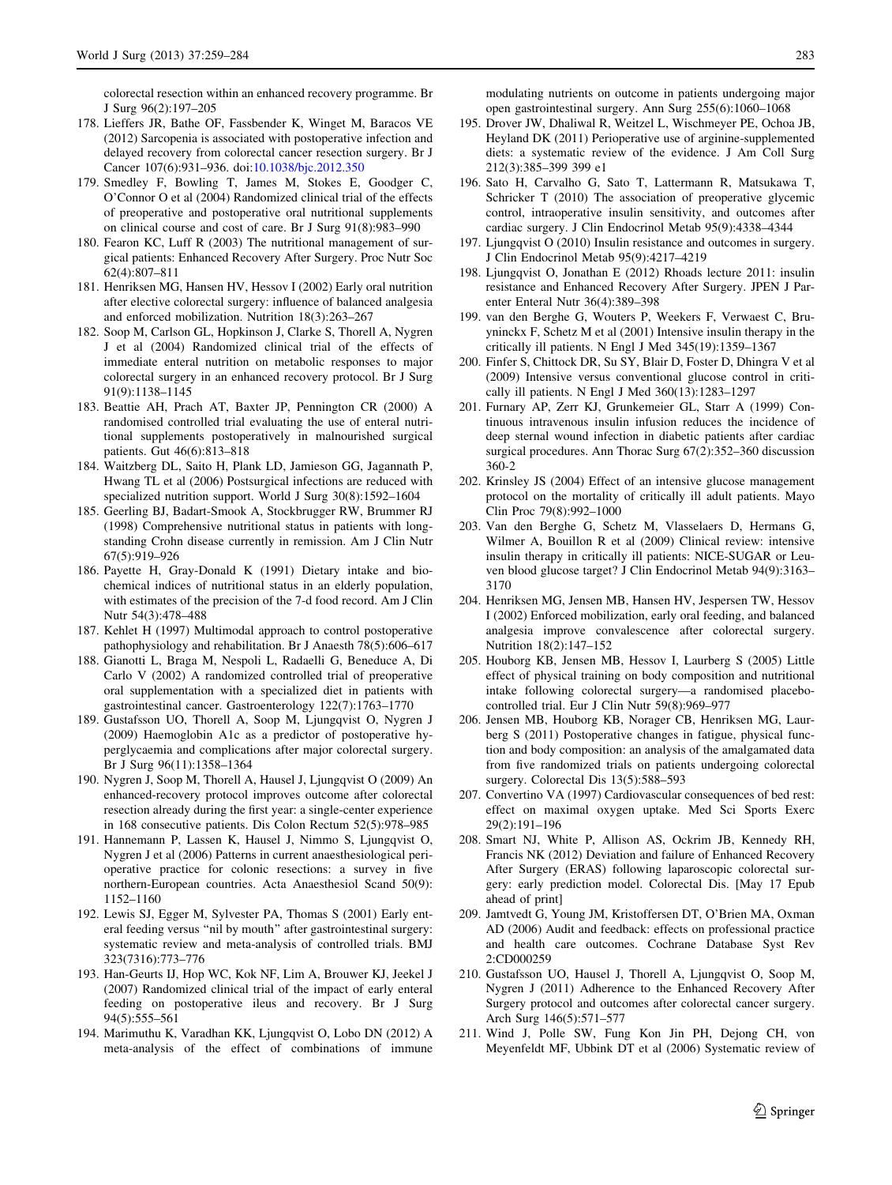colorectal resection within an enhanced recovery programme. Br J Surg 96(2):197–205

178. Lieffers JR, Bathe OF, Fassbender K, Winget M, Baracos VE (2012) Sarcopenia is associated with postoperative infection and delayed recovery from colorectal cancer resection surgery. Br J Cancer 107(6):931–936. doi:10.1038/bjc.2012.350
179. Smedley F, Bowling T, James M, Stokes E, Goodger C, O'Connor O et al (2004) Randomized clinical trial of the effects of preoperative and postoperative oral nutritional supplements on clinical course and cost of care. Br J Surg 91(8):983–990
180. Fearon KC, Luff R (2003) The nutritional management of surgical patients: Enhanced Recovery After Surgery. Proc Nutr Soc 62(4):807–811
181. Henriksen MG, Hansen HV, Hessov I (2002) Early oral nutrition after elective colorectal surgery: influence of balanced analgesia and enforced mobilization. Nutrition 18(3):263–267
182. Soop M, Carlson GL, Hopkinson J, Clarke S, Thorell A, Nygren J et al (2004) Randomized clinical trial of the effects of immediate enteral nutrition on metabolic responses to major colorectal surgery in an enhanced recovery protocol. Br J Surg 91(9):1138–1145
183. Beattie AH, Prach AT, Baxter JP, Pennington CR (2000) A randomised controlled trial evaluating the use of enteral nutritional supplements postoperatively in malnourished surgical patients. Gut 46(6):813–818
184. Waitzberg DL, Saito H, Plank LD, Jamieson GG, Jagannath P, Hwang TL et al (2006) Postsurgical infections are reduced with specialized nutrition support. World J Surg 30(8):1592–1604
185. Geerling BJ, Badart-Smook A, Stockbrugger RW, Brummer RJ (1998) Comprehensive nutritional status in patients with long-standing Crohn disease currently in remission. Am J Clin Nutr 67(5):919–926
186. Payette H, Gray-Donald K (1991) Dietary intake and biochemical indices of nutritional status in an elderly population, with estimates of the precision of the 7-d food record. Am J Clin Nutr 54(3):478–488
187. Kehlet H (1997) Multimodal approach to control postoperative pathophysiology and rehabilitation. Br J Anaesth 78(5):606–617
188. Gianotti L, Braga M, Nespoli L, Radaelli G, Beneduce A, Di Carlo V (2002) A randomized controlled trial of preoperative oral supplementation with a specialized diet in patients with gastrointestinal cancer. Gastroenterology 122(7):1763–1770
189. Gustafsson UO, Thorell A, Soop M, Ljungqvist O, Nygren J (2009) Haemoglobin A1c as a predictor of postoperative hyperglycaemia and complications after major colorectal surgery. Br J Surg 96(11):1358–1364
190. Nygren J, Soop M, Thorell A, Hausel J, Ljungqvist O (2009) An enhanced-recovery protocol improves outcome after colorectal resection already during the first year: a single-center experience in 168 consecutive patients. Dis Colon Rectum 52(5):978–985
191. Hannemann P, Lassen K, Hausel J, Nimmo S, Ljungqvist O, Nygren J et al (2006) Patterns in current anaesthesiological peri-operative practice for colonic resections: a survey in five northern-European countries. Acta Anaesthesiol Scand 50(9): 1152–1160
192. Lewis SJ, Egger M, Sylvester PA, Thomas S (2001) Early enteral feeding versus "nil by mouth" after gastrointestinal surgery: systematic review and meta-analysis of controlled trials. BMJ 323(7316):773–776
193. Han-Geurts IJ, Hop WC, Kok NF, Lim A, Brouwer KJ, Jeekel J (2007) Randomized clinical trial of the impact of early enteral feeding on postoperative ileus and recovery. Br J Surg 94(5):555–561
194. Marimuthu K, Varadhan KK, Ljungqvist O, Lobo DN (2012) A meta-analysis of the effect of combinations of immune modulating nutrients on outcome in patients undergoing major open gastrointestinal surgery. Ann Surg 255(6):1060–1068
195. Drover JW, Dhaliwal R, Weitzel L, Wischmeyer PE, Ochoa JB, Heyland DK (2011) Perioperative use of arginine-supplemented diets: a systematic review of the evidence. J Am Coll Surg 212(3):385–399 399 e1
196. Sato H, Carvalho G, Sato T, Lattermann R, Matsukawa T, Schricker T (2010) The association of preoperative glycemic control, intraoperative insulin sensitivity, and outcomes after cardiac surgery. J Clin Endocrinol Metab 95(9):4338–4344
197. Ljungqvist O (2010) Insulin resistance and outcomes in surgery. J Clin Endocrinol Metab 95(9):4217–4219
198. Ljungqvist O, Jonathan E (2012) Rhoads lecture 2011: insulin resistance and Enhanced Recovery After Surgery. JPEN J Parenter Enteral Nutr 36(4):389–398
199. van den Berghe G, Wouters P, Weekers F, Verwaest C, Bruyninckx F, Schetz M et al (2001) Intensive insulin therapy in the critically ill patients. N Engl J Med 345(19):1359–1367
200. Finfer S, Chittock DR, Su SY, Blair D, Foster D, Dhingra V et al (2009) Intensive versus conventional glucose control in critically ill patients. N Engl J Med 360(13):1283–1297
201. Furnary AP, Zerr KJ, Grunkemeier GL, Starr A (1999) Continuous intravenous insulin infusion reduces the incidence of deep sternal wound infection in diabetic patients after cardiac surgical procedures. Ann Thorac Surg 67(2):352–360 discussion 360-2
202. Krinsley JS (2004) Effect of an intensive glucose management protocol on the mortality of critically ill adult patients. Mayo Clin Proc 79(8):992–1000
203. Van den Berghe G, Schetz M, Vlasselaers D, Hermans G, Wilmer A, Bouillon R et al (2009) Clinical review: intensive insulin therapy in critically ill patients: NICE-SUGAR or Leuven blood glucose target? J Clin Endocrinol Metab 94(9):3163–3170
204. Henriksen MG, Jensen MB, Hansen HV, Jespersen TW, Hessov I (2002) Enforced mobilization, early oral feeding, and balanced analgesia improve convalescence after colorectal surgery. Nutrition 18(2):147–152
205. Houborg KB, Jensen MB, Hessov I, Laurberg S (2005) Little effect of physical training on body composition and nutritional intake following colorectal surgery—a randomised placebo-controlled trial. Eur J Clin Nutr 59(8):969–977
206. Jensen MB, Houborg KB, Norager CB, Henriksen MG, Laurberg S (2011) Postoperative changes in fatigue, physical function and body composition: an analysis of the amalgamated data from five randomized trials on patients undergoing colorectal surgery. Colorectal Dis 13(5):588–593
207. Convertino VA (1997) Cardiovascular consequences of bed rest: effect on maximal oxygen uptake. Med Sci Sports Exerc 29(2):191–196
208. Smart NJ, White P, Allison AS, Ockrim JB, Kennedy RH, Francis NK (2012) Deviation and failure of Enhanced Recovery After Surgery (ERAS) following laparoscopic colorectal surgery: early prediction model. Colorectal Dis. [May 17 Epub ahead of print]
209. Jamtvedt G, Young JM, Kristoffersen DT, O'Brien MA, Oxman AD (2006) Audit and feedback: effects on professional practice and health care outcomes. Cochrane Database Syst Rev 2:CD000259
210. Gustafsson UO, Hausel J, Thorell A, Ljungqvist O, Soop M, Nygren J (2011) Adherence to the Enhanced Recovery After Surgery protocol and outcomes after colorectal cancer surgery. Arch Surg 146(5):571–577
211. Wind J, Polle SW, Fung Kon Jin PH, Dejong CH, von Meyenfeldt MF, Ubbink DT et al (2006) Systematic review of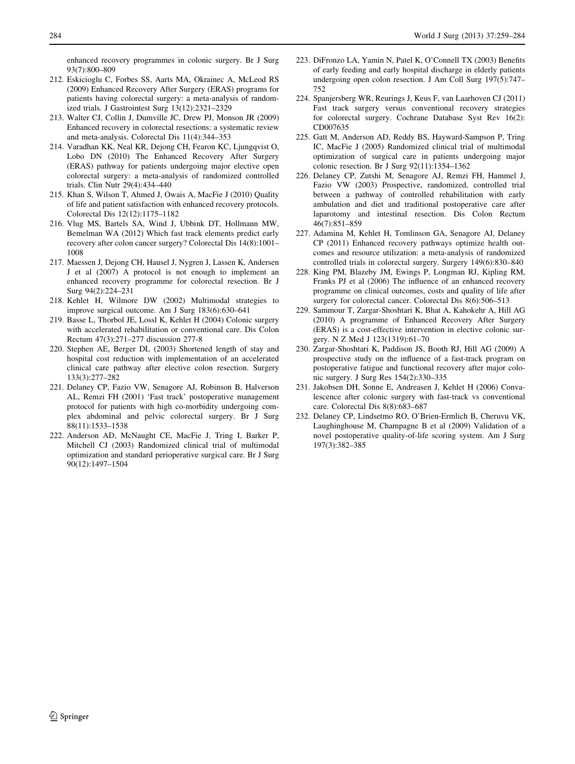enhanced recovery programmes in colonic surgery. Br J Surg 93(7):800–809

212. Eskicioglu C, Forbes SS, Aarts MA, Okrainec A, McLeod RS (2009) Enhanced Recovery After Surgery (ERAS) programs for patients having colorectal surgery: a meta-analysis of randomized trials. J Gastrointest Surg 13(12):2321–2329
213. Walter CJ, Collin J, Dumville JC, Drew PJ, Monson JR (2009) Enhanced recovery in colorectal resections: a systematic review and meta-analysis. Colorectal Dis 11(4):344–353
214. Varadhan KK, Neal KR, Dejong CH, Fearon KC, Ljungqvist O, Lobo DN (2010) The Enhanced Recovery After Surgery (ERAS) pathway for patients undergoing major elective open colorectal surgery: a meta-analysis of randomized controlled trials. Clin Nutr 29(4):434–440
215. Khan S, Wilson T, Ahmed J, Owais A, MacFie J (2010) Quality of life and patient satisfaction with enhanced recovery protocols. Colorectal Dis 12(12):1175–1182
216. Vlug MS, Bartels SA, Wind J, Ubbink DT, Hollmann MW, Bemelman WA (2012) Which fast track elements predict early recovery after colon cancer surgery? Colorectal Dis 14(8):1001–1008
217. Maessen J, Dejong CH, Hausel J, Nygren J, Lassen K, Andersen J et al (2007) A protocol is not enough to implement an enhanced recovery programme for colorectal resection. Br J Surg 94(2):224–231
218. Kehlet H, Wilmore DW (2002) Multimodal strategies to improve surgical outcome. Am J Surg 183(6):630–641
219. Basse L, Thorbol JE, Lossl K, Kehlet H (2004) Colonic surgery with accelerated rehabilitation or conventional care. Dis Colon Rectum 47(3):271–277 discussion 277-8
220. Stephen AE, Berger DL (2003) Shortened length of stay and hospital cost reduction with implementation of an accelerated clinical care pathway after elective colon resection. Surgery 133(3):277–282
221. Delaney CP, Fazio VW, Senagore AJ, Robinson B, Halverson AL, Remzi FH (2001) 'Fast track' postoperative management protocol for patients with high co-morbidity undergoing complex abdominal and pelvic colorectal surgery. Br J Surg 88(11):1533–1538
222. Anderson AD, McNaught CE, MacFie J, Tring I, Barker P, Mitchell CJ (2003) Randomized clinical trial of multimodal optimization and standard perioperative surgical care. Br J Surg 90(12):1497–1504
223. DiFronzo LA, Yamin N, Patel K, O'Connell TX (2003) Benefits of early feeding and early hospital discharge in elderly patients undergoing open colon resection. J Am Coll Surg 197(5):747–752
224. Spanjersberg WR, Reurings J, Keus F, van Laarhoven CJ (2011) Fast track surgery versus conventional recovery strategies for colorectal surgery. Cochrane Database Syst Rev 16(2): CD007635
225. Gatt M, Anderson AD, Reddy BS, Hayward-Sampson P, Tring IC, MacFie J (2005) Randomized clinical trial of multimodal optimization of surgical care in patients undergoing major colonic resection. Br J Surg 92(11):1354–1362
226. Delaney CP, Zutshi M, Senagore AJ, Remzi FH, Hammel J, Fazio VW (2003) Prospective, randomized, controlled trial between a pathway of controlled rehabilitation with early ambulation and diet and traditional postoperative care after laparotomy and intestinal resection. Dis Colon Rectum 46(7):851–859
227. Adamina M, Kehlet H, Tomlinson GA, Senagore AJ, Delaney CP (2011) Enhanced recovery pathways optimize health outcomes and resource utilization: a meta-analysis of randomized controlled trials in colorectal surgery. Surgery 149(6):830–840
228. King PM, Blazeby JM, Ewings P, Longman RJ, Kipling RM, Franks PJ et al (2006) The influence of an enhanced recovery programme on clinical outcomes, costs and quality of life after surgery for colorectal cancer. Colorectal Dis 8(6):506–513
229. Sammour T, Zargar-Shoshtari K, Bhat A, Kahokehr A, Hill AG (2010) A programme of Enhanced Recovery After Surgery (ERAS) is a cost-effective intervention in elective colonic surgery. N Z Med J 123(1319):61–70
230. Zargar-Shoshtari K, Paddison JS, Booth RJ, Hill AG (2009) A prospective study on the influence of a fast-track program on postoperative fatigue and functional recovery after major colonic surgery. J Surg Res 154(2):330–335
231. Jakobsen DH, Sonne E, Andreasen J, Kehlet H (2006) Convalescence after colonic surgery with fast-track vs conventional care. Colorectal Dis 8(8):683–687
232. Delaney CP, Lindsetmo RO, O'Brien-Ermlich B, Cheruvu VK, Laughinghouse M, Champagne B et al (2009) Validation of a novel postoperative quality-of-life scoring system. Am J Surg 197(3):382–385